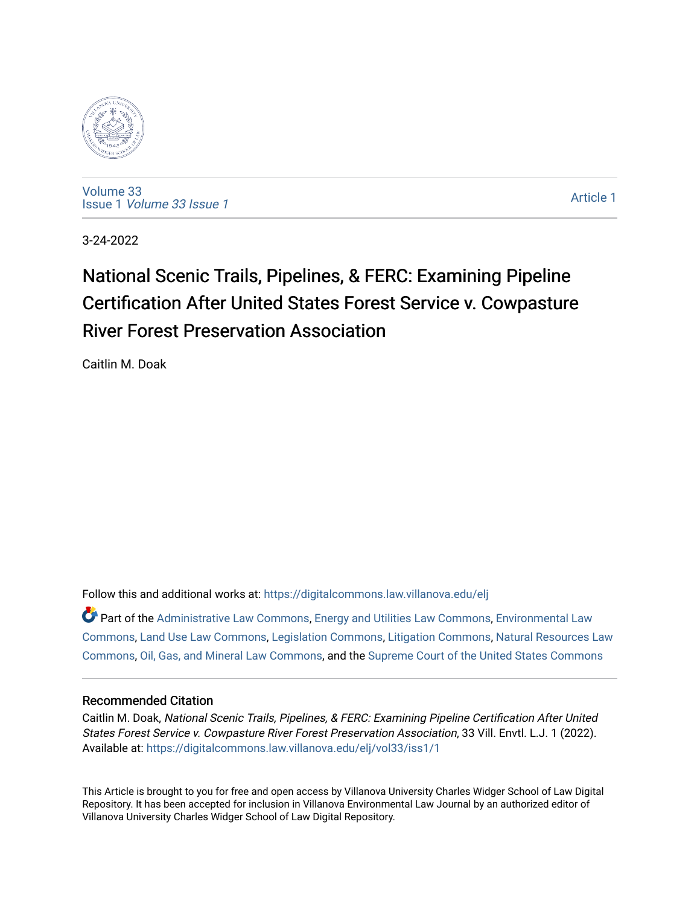Volume 33
Issue 1 *Volume 33 Issue 1*

Article 1

3-24-2022

# National Scenic Trails, Pipelines, & FERC: Examining Pipeline Certification After United States Forest Service v. Cowpasture River Forest Preservation Association

Caitlin M. Doak

Follow this and additional works at: https://digitalcommons.law.villanova.edu/elj

Part of the Administrative Law Commons, Energy and Utilities Law Commons, Environmental Law Commons, Land Use Law Commons, Legislation Commons, Litigation Commons, Natural Resources Law Commons, Oil, Gas, and Mineral Law Commons, and the Supreme Court of the United States Commons

## Recommended Citation

Caitlin M. Doak, *National Scenic Trails, Pipelines, & FERC: Examining Pipeline Certification After United States Forest Service v. Cowpasture River Forest Preservation Association*, 33 Vill. Envtl. L.J. 1 (2022).
Available at: https://digitalcommons.law.villanova.edu/elj/vol33/iss1/1

This Article is brought to you for free and open access by Villanova University Charles Widger School of Law Digital Repository. It has been accepted for inclusion in Villanova Environmental Law Journal by an authorized editor of Villanova University Charles Widger School of Law Digital Repository.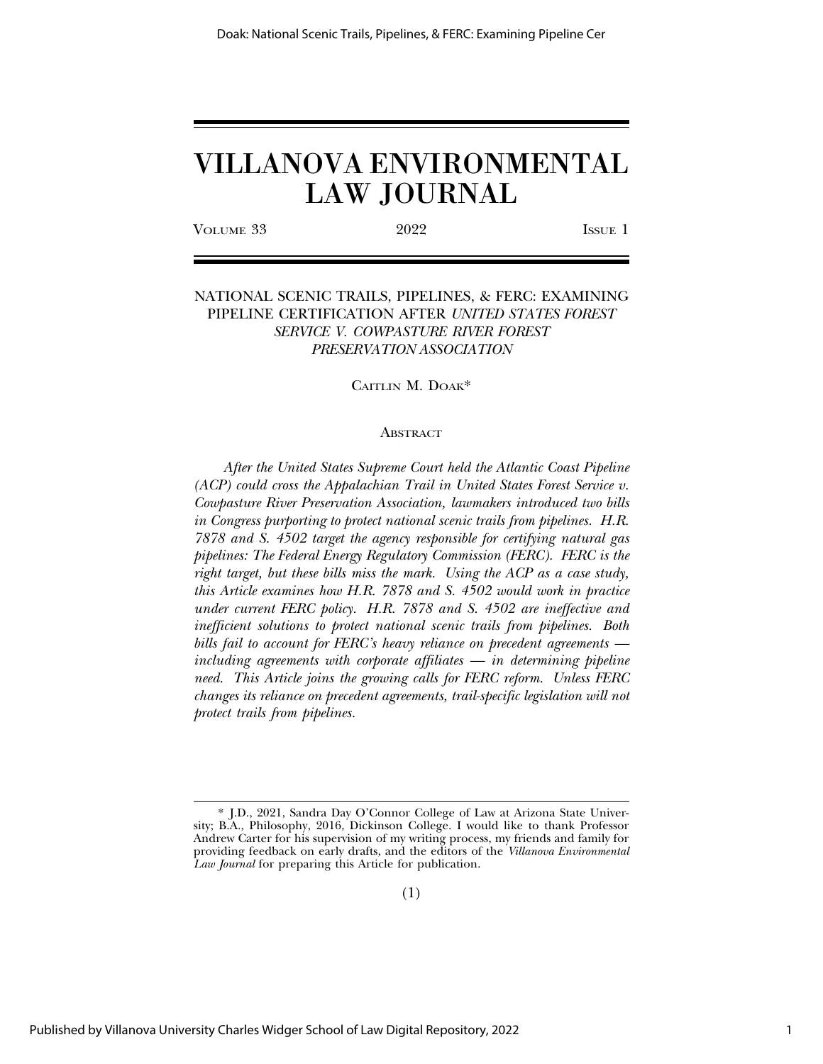# VILLANOVA ENVIRONMENTAL LAW JOURNAL

VOLUME 33 | 2022 | ISSUE 1

## NATIONAL SCENIC TRAILS, PIPELINES, & FERC: EXAMINING PIPELINE CERTIFICATION AFTER *UNITED STATES FOREST SERVICE V. COWPASTURE RIVER FOREST PRESERVATION ASSOCIATION*

CAITLIN M. DOAK*

### ABSTRACT

*After the United States Supreme Court held the Atlantic Coast Pipeline (ACP) could cross the Appalachian Trail in United States Forest Service v. Cowpasture River Preservation Association, lawmakers introduced two bills in Congress purporting to protect national scenic trails from pipelines. H.R. 7878 and S. 4502 target the agency responsible for certifying natural gas pipelines: The Federal Energy Regulatory Commission (FERC). FERC is the right target, but these bills miss the mark. Using the ACP as a case study, this Article examines how H.R. 7878 and S. 4502 would work in practice under current FERC policy. H.R. 7878 and S. 4502 are ineffective and inefficient solutions to protect national scenic trails from pipelines. Both bills fail to account for FERC's heavy reliance on precedent agreements — including agreements with corporate affiliates — in determining pipeline need. This Article joins the growing calls for FERC reform. Unless FERC changes its reliance on precedent agreements, trail-specific legislation will not protect trails from pipelines.*

---

\* J.D., 2021, Sandra Day O'Connor College of Law at Arizona State University; B.A., Philosophy, 2016, Dickinson College. I would like to thank Professor Andrew Carter for his supervision of my writing process, my friends and family for providing feedback on early drafts, and the editors of the *Villanova Environmental Law Journal* for preparing this Article for publication.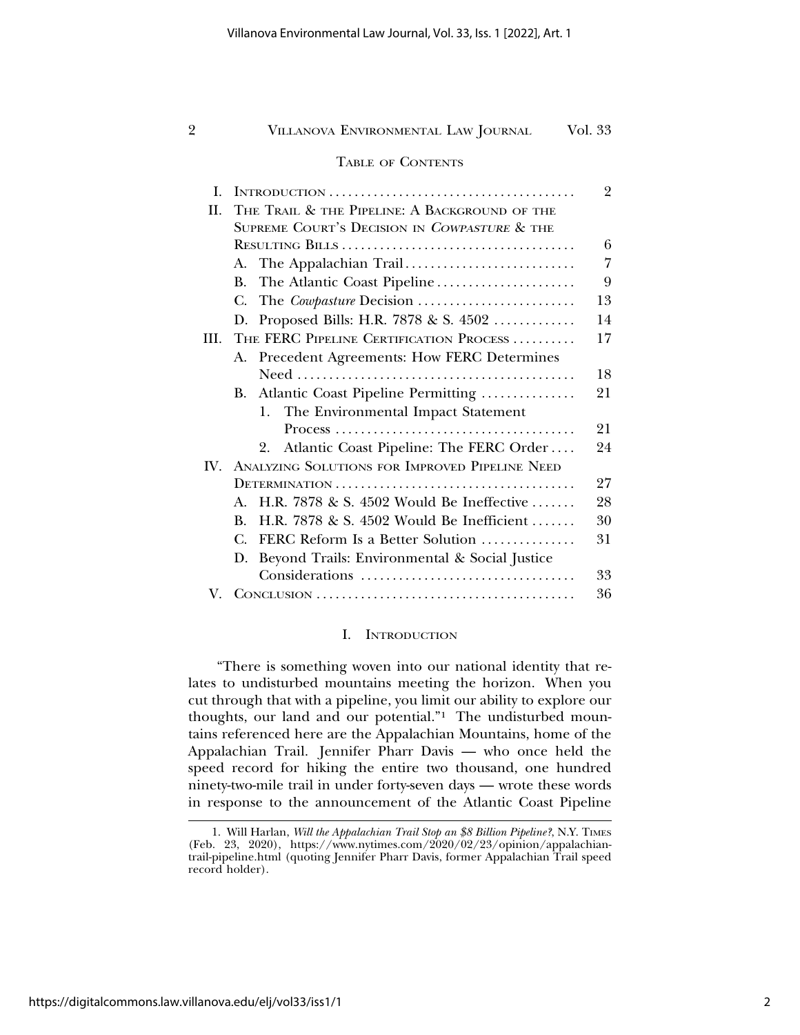## Table of Contents

| | | |
|---|---|---|
| I. | Introduction | 2 |
| II. | The Trail & the Pipeline: A Background of the Supreme Court's Decision in *Cowpasture* & the Resulting Bills | 6 |
| | A. The Appalachian Trail | 7 |
| | B. The Atlantic Coast Pipeline | 9 |
| | C. The *Cowpasture* Decision | 13 |
| | D. Proposed Bills: H.R. 7878 & S. 4502 | 14 |
| III. | The FERC Pipeline Certification Process | 17 |
| | A. Precedent Agreements: How FERC Determines Need | 18 |
| | B. Atlantic Coast Pipeline Permitting | 21 |
| | 1. The Environmental Impact Statement Process | 21 |
| | 2. Atlantic Coast Pipeline: The FERC Order | 24 |
| IV. | Analyzing Solutions for Improved Pipeline Need Determination | 27 |
| | A. H.R. 7878 & S. 4502 Would Be Ineffective | 28 |
| | B. H.R. 7878 & S. 4502 Would Be Inefficient | 30 |
| | C. FERC Reform Is a Better Solution | 31 |
| | D. Beyond Trails: Environmental & Social Justice Considerations | 33 |
| V. | Conclusion | 36 |

## I. Introduction

"There is something woven into our national identity that relates to undisturbed mountains meeting the horizon. When you cut through that with a pipeline, you limit our ability to explore our thoughts, our land and our potential."[1] The undisturbed mountains referenced here are the Appalachian Mountains, home of the Appalachian Trail. Jennifer Pharr Davis — who once held the speed record for hiking the entire two thousand, one hundred ninety-two-mile trail in under forty-seven days — wrote these words in response to the announcement of the Atlantic Coast Pipeline

---

1. Will Harlan, *Will the Appalachian Trail Stop an $8 Billion Pipeline?*, N.Y. Times (Feb. 23, 2020), https://www.nytimes.com/2020/02/23/opinion/appalachian-trail-pipeline.html (quoting Jennifer Pharr Davis, former Appalachian Trail speed record holder).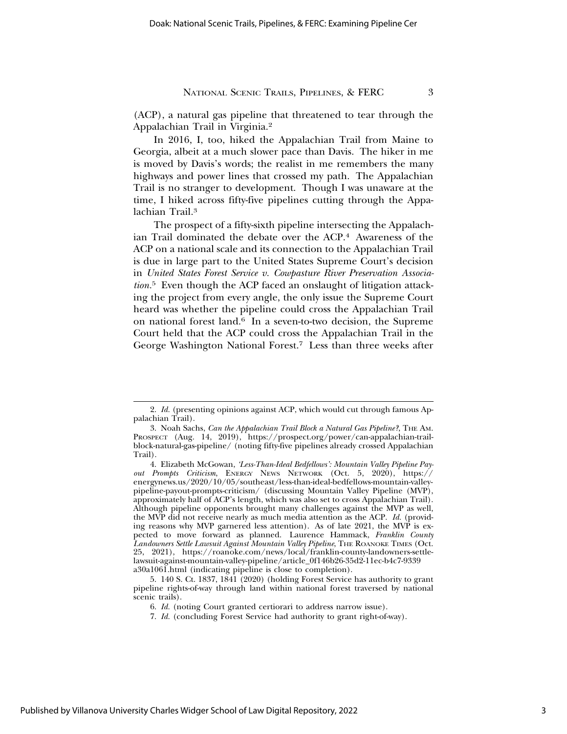(ACP), a natural gas pipeline that threatened to tear through the Appalachian Trail in Virginia.[2]

In 2016, I, too, hiked the Appalachian Trail from Maine to Georgia, albeit at a much slower pace than Davis. The hiker in me is moved by Davis's words; the realist in me remembers the many highways and power lines that crossed my path. The Appalachian Trail is no stranger to development. Though I was unaware at the time, I hiked across fifty-five pipelines cutting through the Appalachian Trail.[3]

The prospect of a fifty-sixth pipeline intersecting the Appalachian Trail dominated the debate over the ACP.[4] Awareness of the ACP on a national scale and its connection to the Appalachian Trail is due in large part to the United States Supreme Court's decision in *United States Forest Service v. Cowpasture River Preservation Association*.[5] Even though the ACP faced an onslaught of litigation attacking the project from every angle, the only issue the Supreme Court heard was whether the pipeline could cross the Appalachian Trail on national forest land.[6] In a seven-to-two decision, the Supreme Court held that the ACP could cross the Appalachian Trail in the George Washington National Forest.[7] Less than three weeks after

---

2. *Id.* (presenting opinions against ACP, which would cut through famous Appalachian Trail).

3. Noah Sachs, *Can the Appalachian Trail Block a Natural Gas Pipeline?*, THE AM. PROSPECT (Aug. 14, 2019), https://prospect.org/power/can-appalachian-trail-block-natural-gas-pipeline/ (noting fifty-five pipelines already crossed Appalachian Trail).

4. Elizabeth McGowan, *'Less-Than-Ideal Bedfellows': Mountain Valley Pipeline Payout Prompts Criticism*, ENERGY NEWS NETWORK (Oct. 5, 2020), https://energynews.us/2020/10/05/southeast/less-than-ideal-bedfellows-mountain-valley-pipeline-payout-prompts-criticism/ (discussing Mountain Valley Pipeline (MVP), approximately half of ACP's length, which was also set to cross Appalachian Trail). Although pipeline opponents brought many challenges against the MVP as well, the MVP did not receive nearly as much media attention as the ACP. *Id.* (providing reasons why MVP garnered less attention). As of late 2021, the MVP is expected to move forward as planned. Laurence Hammack, *Franklin County Landowners Settle Lawsuit Against Mountain Valley Pipeline*, THE ROANOKE TIMES (Oct. 25, 2021), https://roanoke.com/news/local/franklin-county-landowners-settle-lawsuit-against-mountain-valley-pipeline/article_0f146b26-35d2-11ec-b4c7-9339a30a1061.html (indicating pipeline is close to completion).

5. 140 S. Ct. 1837, 1841 (2020) (holding Forest Service has authority to grant pipeline rights-of-way through land within national forest traversed by national scenic trails).

6. *Id.* (noting Court granted certiorari to address narrow issue).

7. *Id.* (concluding Forest Service had authority to grant right-of-way).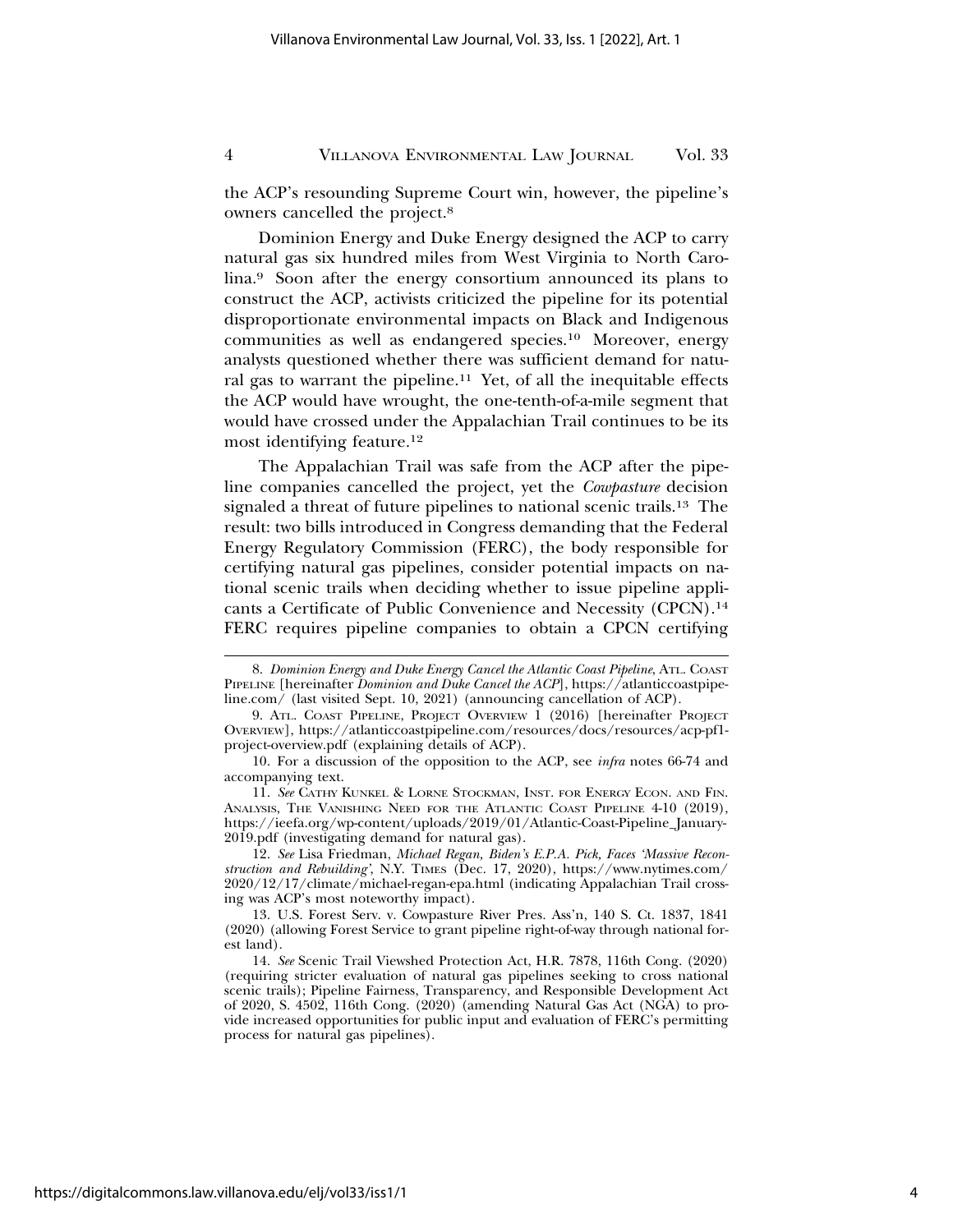the ACP's resounding Supreme Court win, however, the pipeline's owners cancelled the project.[8]

Dominion Energy and Duke Energy designed the ACP to carry natural gas six hundred miles from West Virginia to North Carolina.[9] Soon after the energy consortium announced its plans to construct the ACP, activists criticized the pipeline for its potential disproportionate environmental impacts on Black and Indigenous communities as well as endangered species.[10] Moreover, energy analysts questioned whether there was sufficient demand for natural gas to warrant the pipeline.[11] Yet, of all the inequitable effects the ACP would have wrought, the one-tenth-of-a-mile segment that would have crossed under the Appalachian Trail continues to be its most identifying feature.[12]

The Appalachian Trail was safe from the ACP after the pipeline companies cancelled the project, yet the *Cowpasture* decision signaled a threat of future pipelines to national scenic trails.[13] The result: two bills introduced in Congress demanding that the Federal Energy Regulatory Commission (FERC), the body responsible for certifying natural gas pipelines, consider potential impacts on national scenic trails when deciding whether to issue pipeline applicants a Certificate of Public Convenience and Necessity (CPCN).[14] FERC requires pipeline companies to obtain a CPCN certifying

---

8. *Dominion Energy and Duke Energy Cancel the Atlantic Coast Pipeline*, Atl. Coast Pipeline [hereinafter *Dominion and Duke Cancel the ACP*], https://atlanticcoastpipeline.com/ (last visited Sept. 10, 2021) (announcing cancellation of ACP).

9. Atl. Coast Pipeline, Project Overview 1 (2016) [hereinafter Project Overview], https://atlanticcoastpipeline.com/resources/docs/resources/acp-pf1-project-overview.pdf (explaining details of ACP).

10. For a discussion of the opposition to the ACP, see *infra* notes 66-74 and accompanying text.

11. *See* Cathy Kunkel & Lorne Stockman, Inst. for Energy Econ. and Fin. Analysis, The Vanishing Need for the Atlantic Coast Pipeline 4-10 (2019), https://ieefa.org/wp-content/uploads/2019/01/Atlantic-Coast-Pipeline_January-2019.pdf (investigating demand for natural gas).

12. *See* Lisa Friedman, *Michael Regan, Biden's E.P.A. Pick, Faces 'Massive Reconstruction and Rebuilding'*, N.Y. Times (Dec. 17, 2020), https://www.nytimes.com/2020/12/17/climate/michael-regan-epa.html (indicating Appalachian Trail crossing was ACP's most noteworthy impact).

13. U.S. Forest Serv. v. Cowpasture River Pres. Ass'n, 140 S. Ct. 1837, 1841 (2020) (allowing Forest Service to grant pipeline right-of-way through national forest land).

14. *See* Scenic Trail Viewshed Protection Act, H.R. 7878, 116th Cong. (2020) (requiring stricter evaluation of natural gas pipelines seeking to cross national scenic trails); Pipeline Fairness, Transparency, and Responsible Development Act of 2020, S. 4502, 116th Cong. (2020) (amending Natural Gas Act (NGA) to provide increased opportunities for public input and evaluation of FERC's permitting process for natural gas pipelines).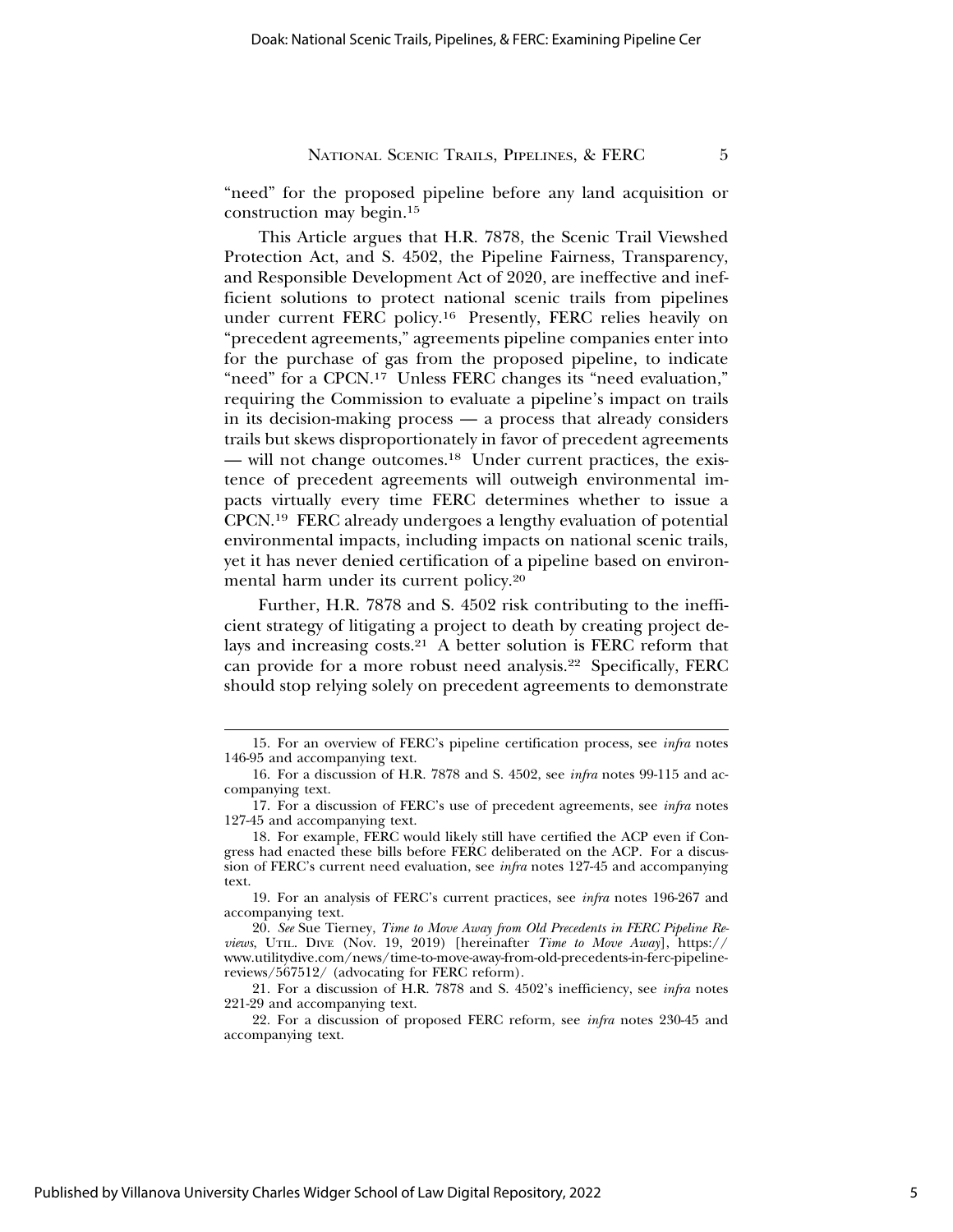"need" for the proposed pipeline before any land acquisition or construction may begin.[15]

This Article argues that H.R. 7878, the Scenic Trail Viewshed Protection Act, and S. 4502, the Pipeline Fairness, Transparency, and Responsible Development Act of 2020, are ineffective and inefficient solutions to protect national scenic trails from pipelines under current FERC policy.[16] Presently, FERC relies heavily on "precedent agreements," agreements pipeline companies enter into for the purchase of gas from the proposed pipeline, to indicate "need" for a CPCN.[17] Unless FERC changes its "need evaluation," requiring the Commission to evaluate a pipeline's impact on trails in its decision-making process — a process that already considers trails but skews disproportionately in favor of precedent agreements — will not change outcomes.[18] Under current practices, the existence of precedent agreements will outweigh environmental impacts virtually every time FERC determines whether to issue a CPCN.[19] FERC already undergoes a lengthy evaluation of potential environmental impacts, including impacts on national scenic trails, yet it has never denied certification of a pipeline based on environmental harm under its current policy.[20]

Further, H.R. 7878 and S. 4502 risk contributing to the inefficient strategy of litigating a project to death by creating project delays and increasing costs.[21] A better solution is FERC reform that can provide for a more robust need analysis.[22] Specifically, FERC should stop relying solely on precedent agreements to demonstrate

---

15. For an overview of FERC's pipeline certification process, see *infra* notes 146-95 and accompanying text.

16. For a discussion of H.R. 7878 and S. 4502, see *infra* notes 99-115 and accompanying text.

17. For a discussion of FERC's use of precedent agreements, see *infra* notes 127-45 and accompanying text.

18. For example, FERC would likely still have certified the ACP even if Congress had enacted these bills before FERC deliberated on the ACP. For a discussion of FERC's current need evaluation, see *infra* notes 127-45 and accompanying text.

19. For an analysis of FERC's current practices, see *infra* notes 196-267 and accompanying text.

20. *See* Sue Tierney, *Time to Move Away from Old Precedents in FERC Pipeline Reviews*, UTIL. DIVE (Nov. 19, 2019) [hereinafter *Time to Move Away*], https://www.utilitydive.com/news/time-to-move-away-from-old-precedents-in-ferc-pipeline-reviews/567512/ (advocating for FERC reform).

21. For a discussion of H.R. 7878 and S. 4502's inefficiency, see *infra* notes 221-29 and accompanying text.

22. For a discussion of proposed FERC reform, see *infra* notes 230-45 and accompanying text.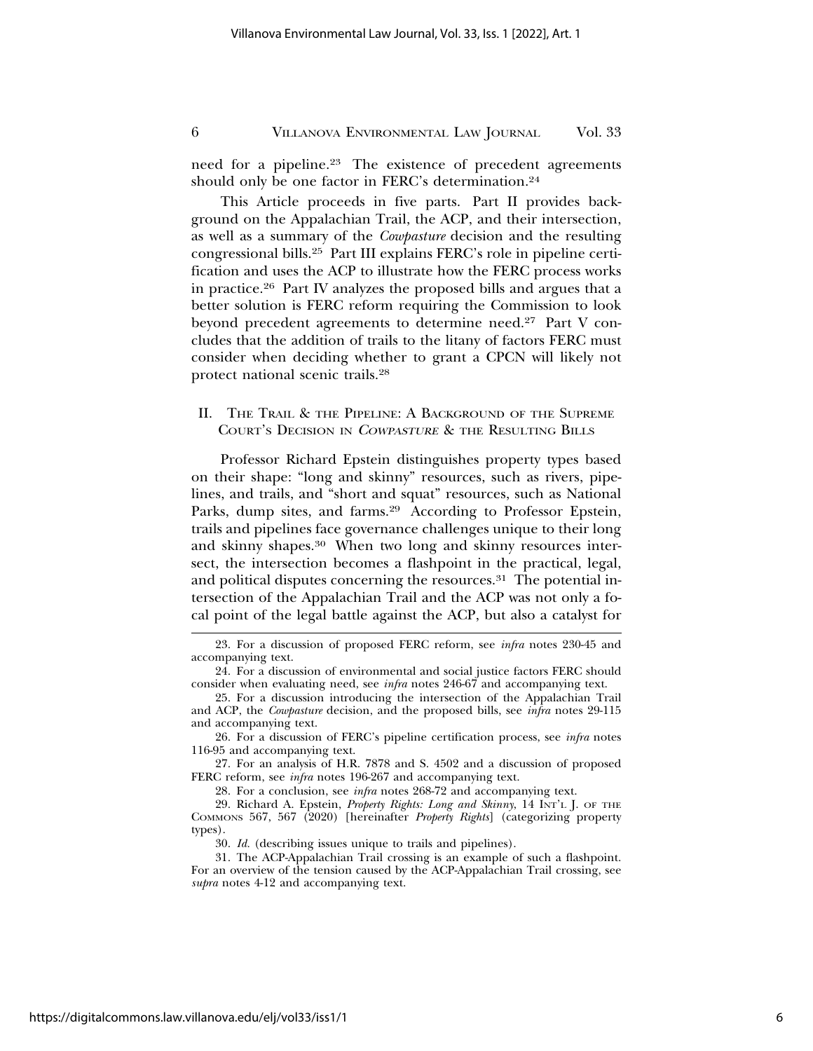need for a pipeline.[23] The existence of precedent agreements should only be one factor in FERC's determination.[24]

This Article proceeds in five parts. Part II provides background on the Appalachian Trail, the ACP, and their intersection, as well as a summary of the *Cowpasture* decision and the resulting congressional bills.[25] Part III explains FERC's role in pipeline certification and uses the ACP to illustrate how the FERC process works in practice.[26] Part IV analyzes the proposed bills and argues that a better solution is FERC reform requiring the Commission to look beyond precedent agreements to determine need.[27] Part V concludes that the addition of trails to the litany of factors FERC must consider when deciding whether to grant a CPCN will likely not protect national scenic trails.[28]

## II. The Trail & the Pipeline: A Background of the Supreme Court's Decision in *Cowpasture* & the Resulting Bills

Professor Richard Epstein distinguishes property types based on their shape: "long and skinny" resources, such as rivers, pipelines, and trails, and "short and squat" resources, such as National Parks, dump sites, and farms.[29] According to Professor Epstein, trails and pipelines face governance challenges unique to their long and skinny shapes.[30] When two long and skinny resources intersect, the intersection becomes a flashpoint in the practical, legal, and political disputes concerning the resources.[31] The potential intersection of the Appalachian Trail and the ACP was not only a focal point of the legal battle against the ACP, but also a catalyst for

---

23. For a discussion of proposed FERC reform, see *infra* notes 230-45 and accompanying text.

24. For a discussion of environmental and social justice factors FERC should consider when evaluating need, see *infra* notes 246-67 and accompanying text.

25. For a discussion introducing the intersection of the Appalachian Trail and ACP, the *Cowpasture* decision, and the proposed bills, see *infra* notes 29-115 and accompanying text.

26. For a discussion of FERC's pipeline certification process, see *infra* notes 116-95 and accompanying text.

27. For an analysis of H.R. 7878 and S. 4502 and a discussion of proposed FERC reform, see *infra* notes 196-267 and accompanying text.

28. For a conclusion, see *infra* notes 268-72 and accompanying text.

29. Richard A. Epstein, *Property Rights: Long and Skinny*, 14 Int'l J. of the Commons 567, 567 (2020) [hereinafter *Property Rights*] (categorizing property types).

30. *Id.* (describing issues unique to trails and pipelines).

31. The ACP-Appalachian Trail crossing is an example of such a flashpoint. For an overview of the tension caused by the ACP-Appalachian Trail crossing, see *supra* notes 4-12 and accompanying text.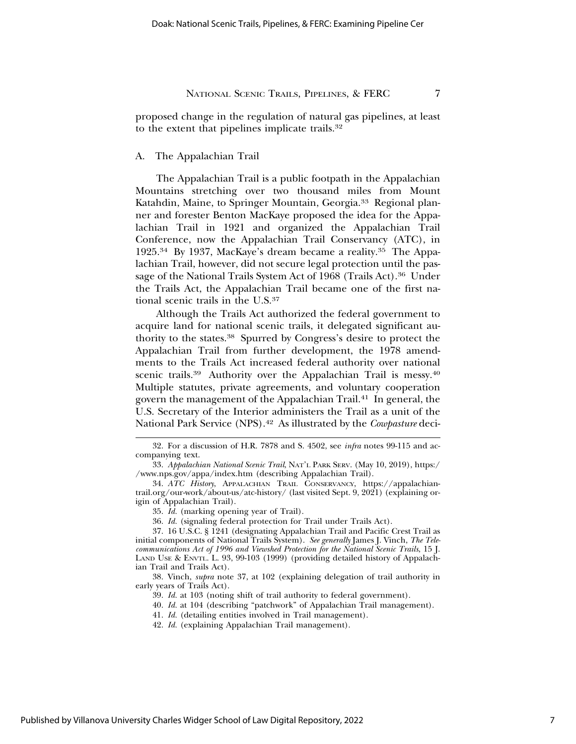proposed change in the regulation of natural gas pipelines, at least to the extent that pipelines implicate trails.[32]

## A. The Appalachian Trail

The Appalachian Trail is a public footpath in the Appalachian Mountains stretching over two thousand miles from Mount Katahdin, Maine, to Springer Mountain, Georgia.[33] Regional planner and forester Benton MacKaye proposed the idea for the Appalachian Trail in 1921 and organized the Appalachian Trail Conference, now the Appalachian Trail Conservancy (ATC), in 1925.[34] By 1937, MacKaye's dream became a reality.[35] The Appalachian Trail, however, did not secure legal protection until the passage of the National Trails System Act of 1968 (Trails Act).[36] Under the Trails Act, the Appalachian Trail became one of the first national scenic trails in the U.S.[37]

Although the Trails Act authorized the federal government to acquire land for national scenic trails, it delegated significant authority to the states.[38] Spurred by Congress's desire to protect the Appalachian Trail from further development, the 1978 amendments to the Trails Act increased federal authority over national scenic trails.[39] Authority over the Appalachian Trail is messy.[40] Multiple statutes, private agreements, and voluntary cooperation govern the management of the Appalachian Trail.[41] In general, the U.S. Secretary of the Interior administers the Trail as a unit of the National Park Service (NPS).[42] As illustrated by the *Cowpasture* deci-

---

32. For a discussion of H.R. 7878 and S. 4502, see *infra* notes 99-115 and accompanying text.

33. *Appalachian National Scenic Trail*, NAT'L PARK SERV. (May 10, 2019), https://www.nps.gov/appa/index.htm (describing Appalachian Trail).

34. *ATC History*, APPALACHIAN TRAIL CONSERVANCY, https://appalachiantrail.org/our-work/about-us/atc-history/ (last visited Sept. 9, 2021) (explaining origin of Appalachian Trail).

35. *Id.* (marking opening year of Trail).

36. *Id.* (signaling federal protection for Trail under Trails Act).

37. 16 U.S.C. § 1241 (designating Appalachian Trail and Pacific Crest Trail as initial components of National Trails System). *See generally* James J. Vinch, *The Telecommunications Act of 1996 and Viewshed Protection for the National Scenic Trails*, 15 J. LAND USE & ENVTL. L. 93, 99-103 (1999) (providing detailed history of Appalachian Trail and Trails Act).

38. Vinch, *supra* note 37, at 102 (explaining delegation of trail authority in early years of Trails Act).

39. *Id.* at 103 (noting shift of trail authority to federal government).

40. *Id.* at 104 (describing "patchwork" of Appalachian Trail management).

41. *Id.* (detailing entities involved in Trail management).

42. *Id.* (explaining Appalachian Trail management).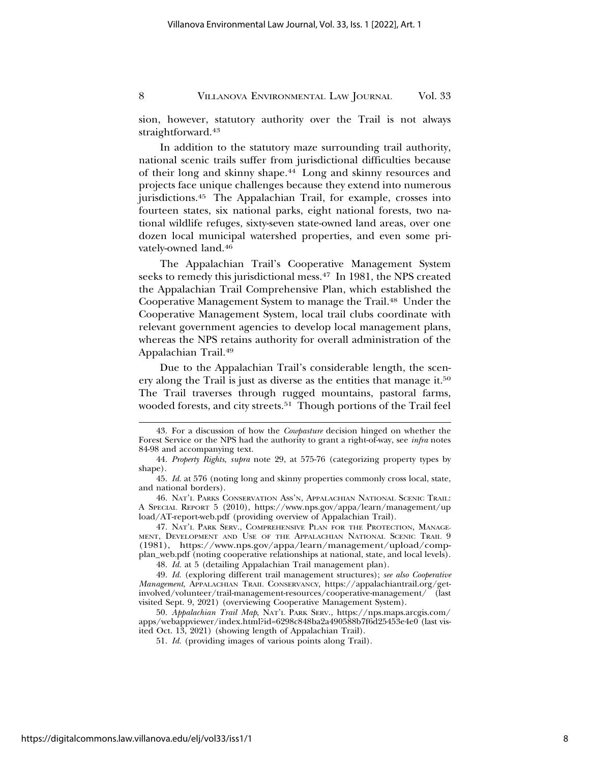sion, however, statutory authority over the Trail is not always straightforward.[43]

In addition to the statutory maze surrounding trail authority, national scenic trails suffer from jurisdictional difficulties because of their long and skinny shape.[44] Long and skinny resources and projects face unique challenges because they extend into numerous jurisdictions.[45] The Appalachian Trail, for example, crosses into fourteen states, six national parks, eight national forests, two national wildlife refuges, sixty-seven state-owned land areas, over one dozen local municipal watershed properties, and even some privately-owned land.[46]

The Appalachian Trail's Cooperative Management System seeks to remedy this jurisdictional mess.[47] In 1981, the NPS created the Appalachian Trail Comprehensive Plan, which established the Cooperative Management System to manage the Trail.[48] Under the Cooperative Management System, local trail clubs coordinate with relevant government agencies to develop local management plans, whereas the NPS retains authority for overall administration of the Appalachian Trail.[49]

Due to the Appalachian Trail's considerable length, the scenery along the Trail is just as diverse as the entities that manage it.[50] The Trail traverses through rugged mountains, pastoral farms, wooded forests, and city streets.[51] Though portions of the Trail feel

---

43. For a discussion of how the *Cowpasture* decision hinged on whether the Forest Service or the NPS had the authority to grant a right-of-way, see *infra* notes 84-98 and accompanying text.

44. *Property Rights*, *supra* note 29, at 575-76 (categorizing property types by shape).

45. *Id.* at 576 (noting long and skinny properties commonly cross local, state, and national borders).

46. NAT'L PARKS CONSERVATION ASS'N, APPALACHIAN NATIONAL SCENIC TRAIL: A SPECIAL REPORT 5 (2010), https://www.nps.gov/appa/learn/management/upload/AT-report-web.pdf (providing overview of Appalachian Trail).

47. NAT'L PARK SERV., COMPREHENSIVE PLAN FOR THE PROTECTION, MANAGEMENT, DEVELOPMENT AND USE OF THE APPALACHIAN NATIONAL SCENIC TRAIL 9 (1981), https://www.nps.gov/appa/learn/management/upload/compplan_web.pdf (noting cooperative relationships at national, state, and local levels).

48. *Id.* at 5 (detailing Appalachian Trail management plan).

49. *Id.* (exploring different trail management structures); *see also Cooperative Management*, APPALACHIAN TRAIL CONSERVANCY, https://appalachiantrail.org/get-involved/volunteer/trail-management-resources/cooperative-management/ (last visited Sept. 9, 2021) (overviewing Cooperative Management System).

50. *Appalachian Trail Map*, NAT'L PARK SERV., https://nps.maps.arcgis.com/apps/webappviewer/index.html?id=6298c848ba2a490588b7f6d25453e4e0 (last visited Oct. 13, 2021) (showing length of Appalachian Trail).

51. *Id.* (providing images of various points along Trail).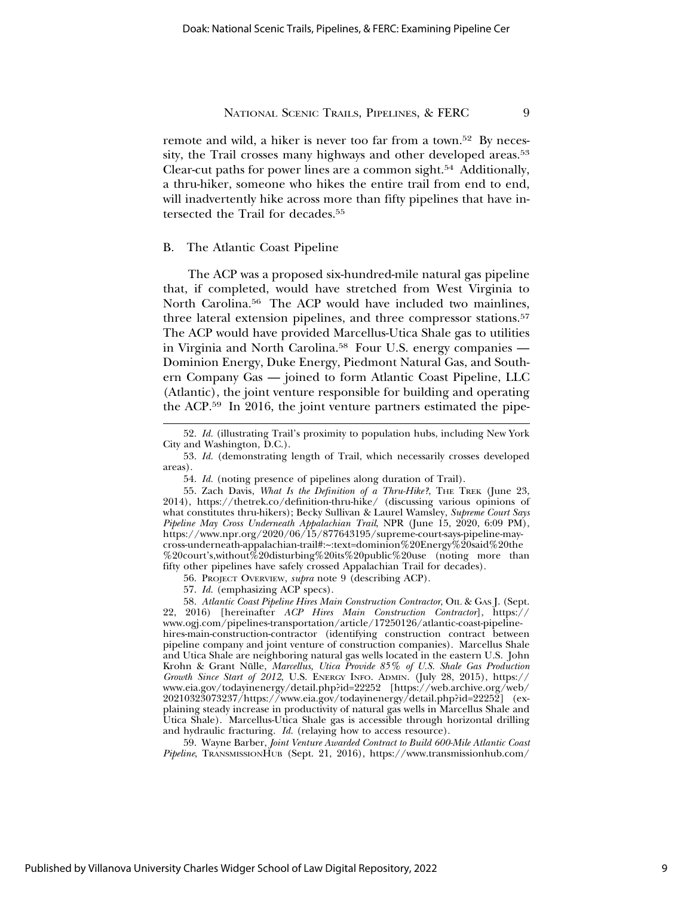remote and wild, a hiker is never too far from a town.[52] By necessity, the Trail crosses many highways and other developed areas.[53] Clear-cut paths for power lines are a common sight.[54] Additionally, a thru-hiker, someone who hikes the entire trail from end to end, will inadvertently hike across more than fifty pipelines that have intersected the Trail for decades.[55]

## B. The Atlantic Coast Pipeline

The ACP was a proposed six-hundred-mile natural gas pipeline that, if completed, would have stretched from West Virginia to North Carolina.[56] The ACP would have included two mainlines, three lateral extension pipelines, and three compressor stations.[57] The ACP would have provided Marcellus-Utica Shale gas to utilities in Virginia and North Carolina.[58] Four U.S. energy companies — Dominion Energy, Duke Energy, Piedmont Natural Gas, and Southern Company Gas — joined to form Atlantic Coast Pipeline, LLC (Atlantic), the joint venture responsible for building and operating the ACP.[59] In 2016, the joint venture partners estimated the pipe-

---

52. *Id.* (illustrating Trail's proximity to population hubs, including New York City and Washington, D.C.).

53. *Id.* (demonstrating length of Trail, which necessarily crosses developed areas).

54. *Id.* (noting presence of pipelines along duration of Trail).

55. Zach Davis, *What Is the Definition of a Thru-Hike?*, THE TREK (June 23, 2014), https://thetrek.co/definition-thru-hike/ (discussing various opinions of what constitutes thru-hikers); Becky Sullivan & Laurel Wamsley, *Supreme Court Says Pipeline May Cross Underneath Appalachian Trail*, NPR (June 15, 2020, 6:09 PM), https://www.npr.org/2020/06/15/877643195/supreme-court-says-pipeline-may-cross-underneath-appalachian-trail#:~:text=dominion%20Energy%20said%20the%20court's,without%20disturbing%20its%20public%20use (noting more than fifty other pipelines have safely crossed Appalachian Trail for decades).

56. PROJECT OVERVIEW, *supra* note 9 (describing ACP).

57. *Id.* (emphasizing ACP specs).

58. *Atlantic Coast Pipeline Hires Main Construction Contractor*, OIL & GAS J. (Sept. 22, 2016) [hereinafter *ACP Hires Main Construction Contractor*], https://www.ogj.com/pipelines-transportation/article/17250126/atlantic-coast-pipeline-hires-main-construction-contractor (identifying construction contract between pipeline company and joint venture of construction companies). Marcellus Shale and Utica Shale are neighboring natural gas wells located in the eastern U.S. John Krohn & Grant Nülle, *Marcellus, Utica Provide 85% of U.S. Shale Gas Production Growth Since Start of 2012*, U.S. ENERGY INFO. ADMIN. (July 28, 2015), https://www.eia.gov/todayinenergy/detail.php?id=22252 [https://web.archive.org/web/20210323073237/https://www.eia.gov/todayinenergy/detail.php?id=22252] (explaining steady increase in productivity of natural gas wells in Marcellus Shale and Utica Shale). Marcellus-Utica Shale gas is accessible through horizontal drilling and hydraulic fracturing. *Id.* (relaying how to access resource).

59. Wayne Barber, *Joint Venture Awarded Contract to Build 600-Mile Atlantic Coast Pipeline*, TRANSMISSIONHUB (Sept. 21, 2016), https://www.transmissionhub.com/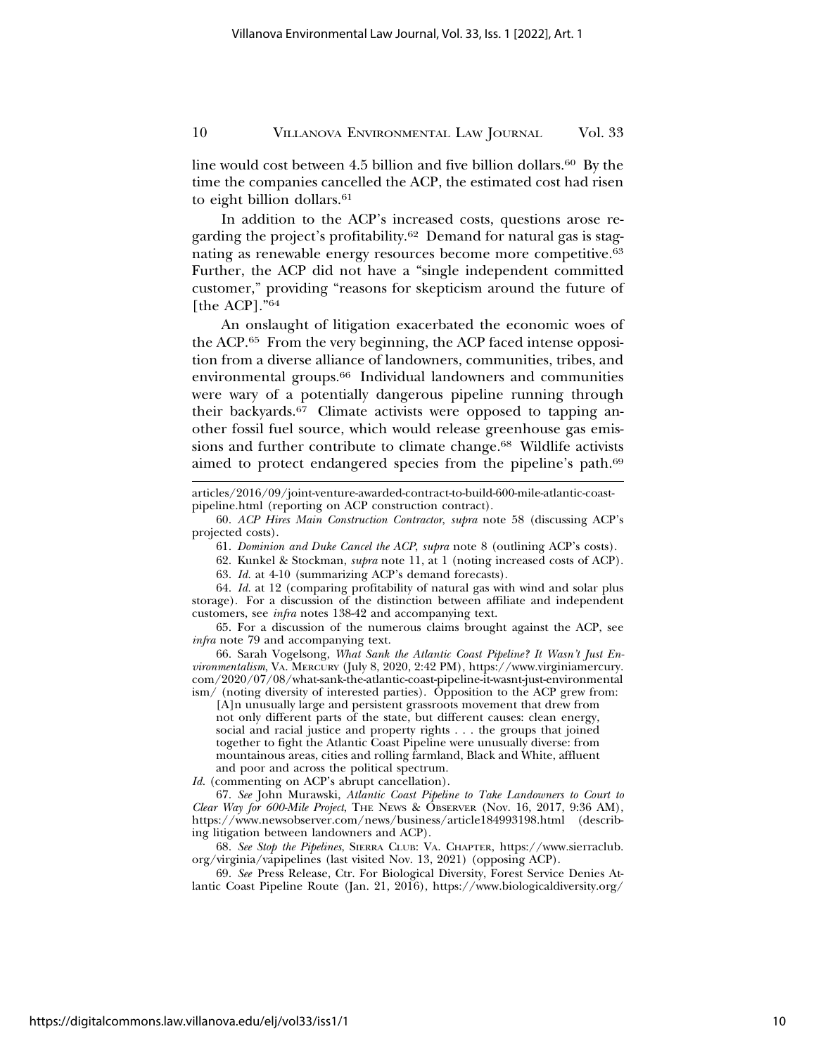line would cost between 4.5 billion and five billion dollars.[60] By the time the companies cancelled the ACP, the estimated cost had risen to eight billion dollars.[61]

In addition to the ACP's increased costs, questions arose regarding the project's profitability.[62] Demand for natural gas is stagnating as renewable energy resources become more competitive.[63] Further, the ACP did not have a "single independent committed customer," providing "reasons for skepticism around the future of [the ACP]."[64]

An onslaught of litigation exacerbated the economic woes of the ACP.[65] From the very beginning, the ACP faced intense opposition from a diverse alliance of landowners, communities, tribes, and environmental groups.[66] Individual landowners and communities were wary of a potentially dangerous pipeline running through their backyards.[67] Climate activists were opposed to tapping another fossil fuel source, which would release greenhouse gas emissions and further contribute to climate change.[68] Wildlife activists aimed to protect endangered species from the pipeline's path.[69]

---

articles/2016/09/joint-venture-awarded-contract-to-build-600-mile-atlantic-coast-pipeline.html (reporting on ACP construction contract).

60. *ACP Hires Main Construction Contractor*, *supra* note 58 (discussing ACP's projected costs).

61. *Dominion and Duke Cancel the ACP*, *supra* note 8 (outlining ACP's costs).

62. Kunkel & Stockman, *supra* note 11, at 1 (noting increased costs of ACP).

63. *Id.* at 4-10 (summarizing ACP's demand forecasts).

64. *Id.* at 12 (comparing profitability of natural gas with wind and solar plus storage). For a discussion of the distinction between affiliate and independent customers, see *infra* notes 138-42 and accompanying text.

65. For a discussion of the numerous claims brought against the ACP, see *infra* note 79 and accompanying text.

66. Sarah Vogelsong, *What Sank the Atlantic Coast Pipeline? It Wasn't Just Environmentalism*, VA. MERCURY (July 8, 2020, 2:42 PM), https://www.virginiamercury.com/2020/07/08/what-sank-the-atlantic-coast-pipeline-it-wasnt-just-environmentalism/ (noting diversity of interested parties). Opposition to the ACP grew from:

> [A]n unusually large and persistent grassroots movement that drew from not only different parts of the state, but different causes: clean energy, social and racial justice and property rights . . . the groups that joined together to fight the Atlantic Coast Pipeline were unusually diverse: from mountainous areas, cities and rolling farmland, Black and White, affluent and poor and across the political spectrum.

*Id.* (commenting on ACP's abrupt cancellation).

67. *See* John Murawski, *Atlantic Coast Pipeline to Take Landowners to Court to Clear Way for 600-Mile Project*, THE NEWS & OBSERVER (Nov. 16, 2017, 9:36 AM), https://www.newsobserver.com/news/business/article184993198.html (describing litigation between landowners and ACP).

68. *See Stop the Pipelines*, SIERRA CLUB: VA. CHAPTER, https://www.sierraclub.org/virginia/vapipelines (last visited Nov. 13, 2021) (opposing ACP).

69. *See* Press Release, Ctr. For Biological Diversity, Forest Service Denies Atlantic Coast Pipeline Route (Jan. 21, 2016), https://www.biologicaldiversity.org/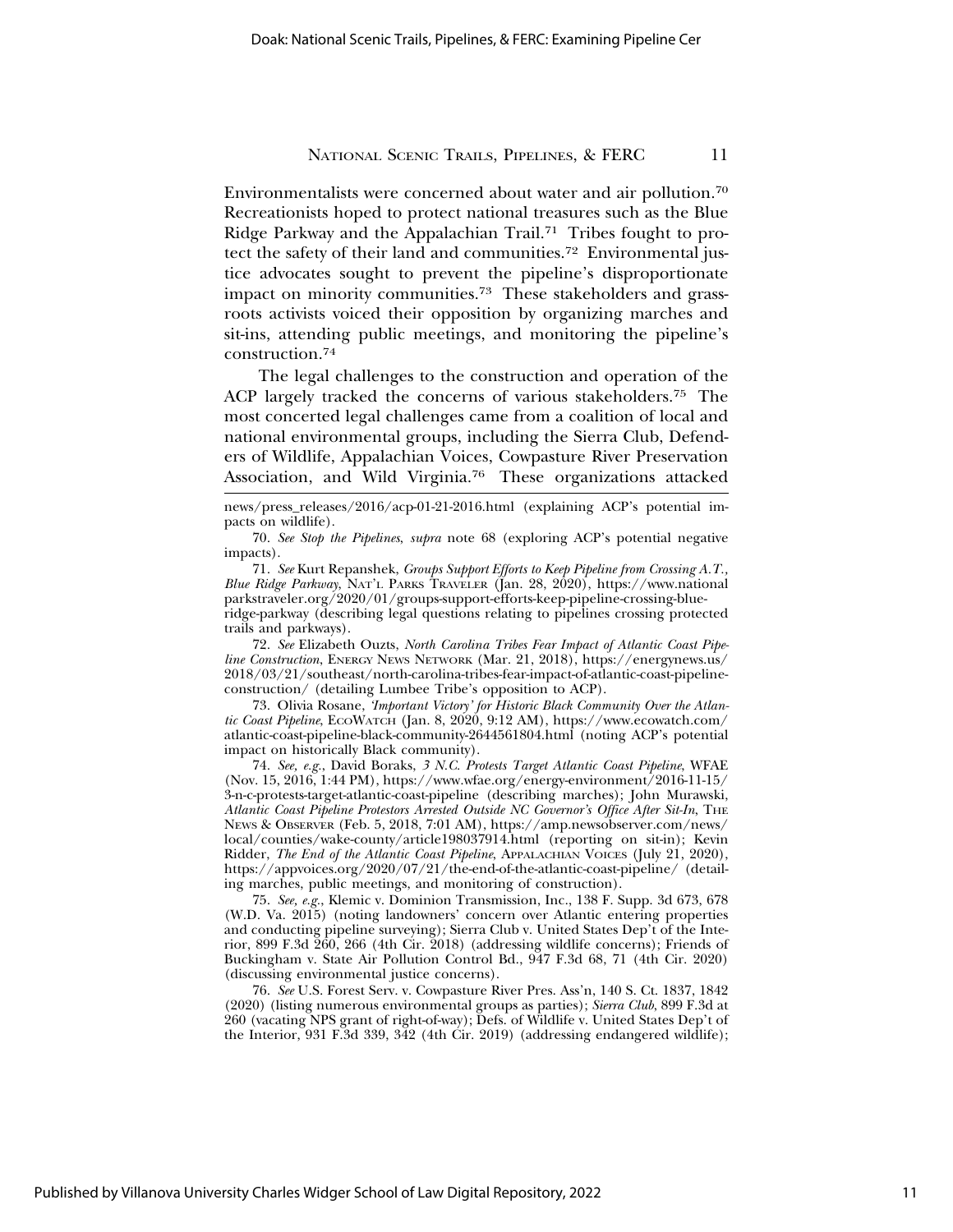Environmentalists were concerned about water and air pollution.[70] Recreationists hoped to protect national treasures such as the Blue Ridge Parkway and the Appalachian Trail.[71] Tribes fought to protect the safety of their land and communities.[72] Environmental justice advocates sought to prevent the pipeline's disproportionate impact on minority communities.[73] These stakeholders and grassroots activists voiced their opposition by organizing marches and sit-ins, attending public meetings, and monitoring the pipeline's construction.[74]

The legal challenges to the construction and operation of the ACP largely tracked the concerns of various stakeholders.[75] The most concerted legal challenges came from a coalition of local and national environmental groups, including the Sierra Club, Defenders of Wildlife, Appalachian Voices, Cowpasture River Preservation Association, and Wild Virginia.[76] These organizations attacked

---

news/press_releases/2016/acp-01-21-2016.html (explaining ACP's potential impacts on wildlife).

70. *See Stop the Pipelines*, *supra* note 68 (exploring ACP's potential negative impacts).

71. *See* Kurt Repanshek, *Groups Support Efforts to Keep Pipeline from Crossing A.T., Blue Ridge Parkway*, NAT'L PARKS TRAVELER (Jan. 28, 2020), https://www.nationalparkstraveler.org/2020/01/groups-support-efforts-keep-pipeline-crossing-blue-ridge-parkway (describing legal questions relating to pipelines crossing protected trails and parkways).

72. *See* Elizabeth Ouzts, *North Carolina Tribes Fear Impact of Atlantic Coast Pipeline Construction*, ENERGY NEWS NETWORK (Mar. 21, 2018), https://energynews.us/2018/03/21/southeast/north-carolina-tribes-fear-impact-of-atlantic-coast-pipeline-construction/ (detailing Lumbee Tribe's opposition to ACP).

73. Olivia Rosane, *'Important Victory' for Historic Black Community Over the Atlantic Coast Pipeline*, ECOWATCH (Jan. 8, 2020, 9:12 AM), https://www.ecowatch.com/atlantic-coast-pipeline-black-community-2644561804.html (noting ACP's potential impact on historically Black community).

74. *See, e.g.*, David Boraks, *3 N.C. Protests Target Atlantic Coast Pipeline*, WFAE (Nov. 15, 2016, 1:44 PM), https://www.wfae.org/energy-environment/2016-11-15/3-n-c-protests-target-atlantic-coast-pipeline (describing marches); John Murawski, *Atlantic Coast Pipeline Protestors Arrested Outside NC Governor's Office After Sit-In*, THE NEWS & OBSERVER (Feb. 5, 2018, 7:01 AM), https://amp.newsobserver.com/news/local/counties/wake-county/article198037914.html (reporting on sit-in); Kevin Ridder, *The End of the Atlantic Coast Pipeline*, APPALACHIAN VOICES (July 21, 2020), https://appvoices.org/2020/07/21/the-end-of-the-atlantic-coast-pipeline/ (detailing marches, public meetings, and monitoring of construction).

75. *See, e.g.*, Klemic v. Dominion Transmission, Inc., 138 F. Supp. 3d 673, 678 (W.D. Va. 2015) (noting landowners' concern over Atlantic entering properties and conducting pipeline surveying); Sierra Club v. United States Dep't of the Interior, 899 F.3d 260, 266 (4th Cir. 2018) (addressing wildlife concerns); Friends of Buckingham v. State Air Pollution Control Bd., 947 F.3d 68, 71 (4th Cir. 2020) (discussing environmental justice concerns).

76. *See* U.S. Forest Serv. v. Cowpasture River Pres. Ass'n, 140 S. Ct. 1837, 1842 (2020) (listing numerous environmental groups as parties); *Sierra Club*, 899 F.3d at 260 (vacating NPS grant of right-of-way); Defs. of Wildlife v. United States Dep't of the Interior, 931 F.3d 339, 342 (4th Cir. 2019) (addressing endangered wildlife);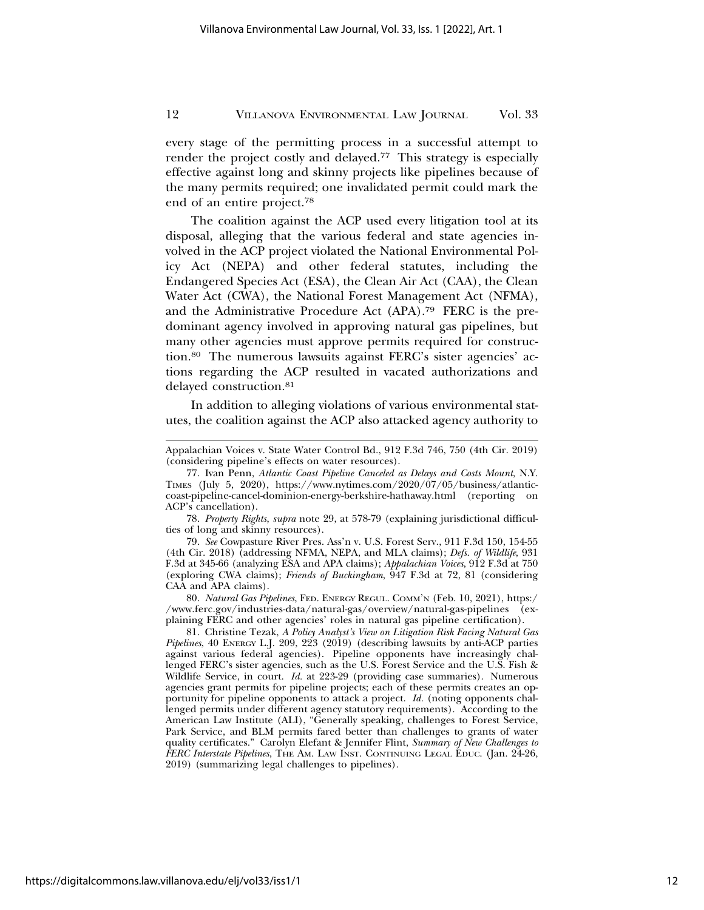every stage of the permitting process in a successful attempt to render the project costly and delayed.[77] This strategy is especially effective against long and skinny projects like pipelines because of the many permits required; one invalidated permit could mark the end of an entire project.[78]

The coalition against the ACP used every litigation tool at its disposal, alleging that the various federal and state agencies involved in the ACP project violated the National Environmental Policy Act (NEPA) and other federal statutes, including the Endangered Species Act (ESA), the Clean Air Act (CAA), the Clean Water Act (CWA), the National Forest Management Act (NFMA), and the Administrative Procedure Act (APA).[79] FERC is the predominant agency involved in approving natural gas pipelines, but many other agencies must approve permits required for construction.[80] The numerous lawsuits against FERC's sister agencies' actions regarding the ACP resulted in vacated authorizations and delayed construction.[81]

In addition to alleging violations of various environmental statutes, the coalition against the ACP also attacked agency authority to

---

Appalachian Voices v. State Water Control Bd., 912 F.3d 746, 750 (4th Cir. 2019) (considering pipeline's effects on water resources).

77. Ivan Penn, *Atlantic Coast Pipeline Canceled as Delays and Costs Mount*, N.Y. Times (July 5, 2020), https://www.nytimes.com/2020/07/05/business/atlantic-coast-pipeline-cancel-dominion-energy-berkshire-hathaway.html (reporting on ACP's cancellation).

78. *Property Rights*, *supra* note 29, at 578-79 (explaining jurisdictional difficulties of long and skinny resources).

79. *See* Cowpasture River Pres. Ass'n v. U.S. Forest Serv., 911 F.3d 150, 154-55 (4th Cir. 2018) (addressing NFMA, NEPA, and MLA claims); *Defs. of Wildlife*, 931 F.3d at 345-66 (analyzing ESA and APA claims); *Appalachian Voices*, 912 F.3d at 750 (exploring CWA claims); *Friends of Buckingham*, 947 F.3d at 72, 81 (considering CAA and APA claims).

80. *Natural Gas Pipelines*, Fed. Energy Regul. Comm'n (Feb. 10, 2021), https://www.ferc.gov/industries-data/natural-gas/overview/natural-gas-pipelines (explaining FERC and other agencies' roles in natural gas pipeline certification).

81. Christine Tezak, *A Policy Analyst's View on Litigation Risk Facing Natural Gas Pipelines*, 40 Energy L.J. 209, 223 (2019) (describing lawsuits by anti-ACP parties against various federal agencies). Pipeline opponents have increasingly challenged FERC's sister agencies, such as the U.S. Forest Service and the U.S. Fish & Wildlife Service, in court. *Id.* at 223-29 (providing case summaries). Numerous agencies grant permits for pipeline projects; each of these permits creates an opportunity for pipeline opponents to attack a project. *Id.* (noting opponents challenged permits under different agency statutory requirements). According to the American Law Institute (ALI), "Generally speaking, challenges to Forest Service, Park Service, and BLM permits fared better than challenges to grants of water quality certificates." Carolyn Elefant & Jennifer Flint, *Summary of New Challenges to FERC Interstate Pipelines*, The Am. Law Inst. Continuing Legal Educ. (Jan. 24-26, 2019) (summarizing legal challenges to pipelines).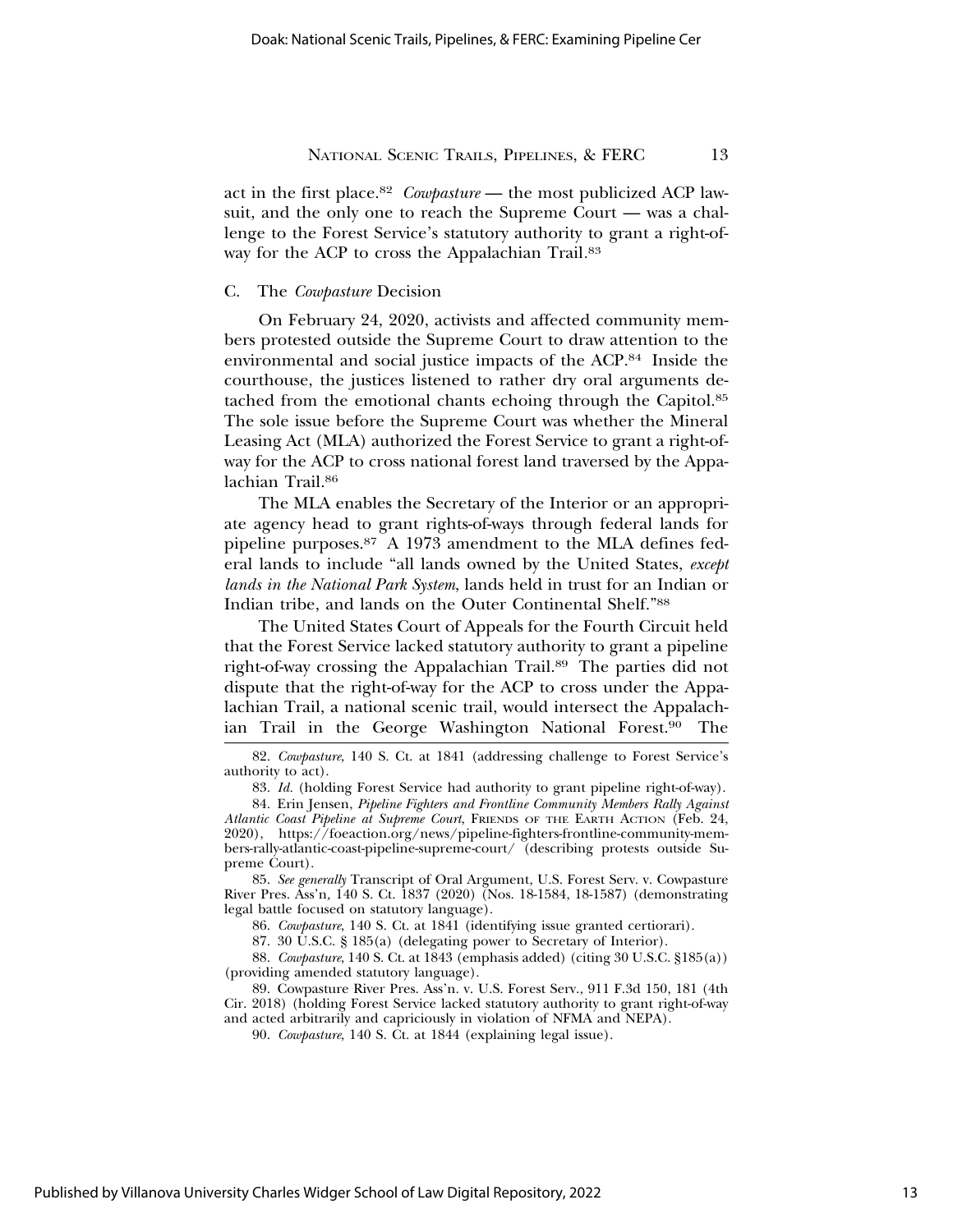act in the first place.[82] *Cowpasture* — the most publicized ACP lawsuit, and the only one to reach the Supreme Court — was a challenge to the Forest Service's statutory authority to grant a right-of-way for the ACP to cross the Appalachian Trail.[83]

### C. The *Cowpasture* Decision

On February 24, 2020, activists and affected community members protested outside the Supreme Court to draw attention to the environmental and social justice impacts of the ACP.[84] Inside the courthouse, the justices listened to rather dry oral arguments detached from the emotional chants echoing through the Capitol.[85] The sole issue before the Supreme Court was whether the Mineral Leasing Act (MLA) authorized the Forest Service to grant a right-of-way for the ACP to cross national forest land traversed by the Appalachian Trail.[86]

The MLA enables the Secretary of the Interior or an appropriate agency head to grant rights-of-ways through federal lands for pipeline purposes.[87] A 1973 amendment to the MLA defines federal lands to include "all lands owned by the United States, *except lands in the National Park System*, lands held in trust for an Indian or Indian tribe, and lands on the Outer Continental Shelf."[88]

The United States Court of Appeals for the Fourth Circuit held that the Forest Service lacked statutory authority to grant a pipeline right-of-way crossing the Appalachian Trail.[89] The parties did not dispute that the right-of-way for the ACP to cross under the Appalachian Trail, a national scenic trail, would intersect the Appalachian Trail in the George Washington National Forest.[90] The

---

82. *Cowpasture*, 140 S. Ct. at 1841 (addressing challenge to Forest Service's authority to act).

83. *Id.* (holding Forest Service had authority to grant pipeline right-of-way).

84. Erin Jensen, *Pipeline Fighters and Frontline Community Members Rally Against Atlantic Coast Pipeline at Supreme Court*, FRIENDS OF THE EARTH ACTION (Feb. 24, 2020), https://foeaction.org/news/pipeline-fighters-frontline-community-members-rally-atlantic-coast-pipeline-supreme-court/ (describing protests outside Supreme Court).

85. *See generally* Transcript of Oral Argument, U.S. Forest Serv. v. Cowpasture River Pres. Ass'n, 140 S. Ct. 1837 (2020) (Nos. 18-1584, 18-1587) (demonstrating legal battle focused on statutory language).

86. *Cowpasture*, 140 S. Ct. at 1841 (identifying issue granted certiorari).

87. 30 U.S.C. § 185(a) (delegating power to Secretary of Interior).

88. *Cowpasture*, 140 S. Ct. at 1843 (emphasis added) (citing 30 U.S.C. §185(a)) (providing amended statutory language).

89. Cowpasture River Pres. Ass'n. v. U.S. Forest Serv., 911 F.3d 150, 181 (4th Cir. 2018) (holding Forest Service lacked statutory authority to grant right-of-way and acted arbitrarily and capriciously in violation of NFMA and NEPA).

90. *Cowpasture*, 140 S. Ct. at 1844 (explaining legal issue).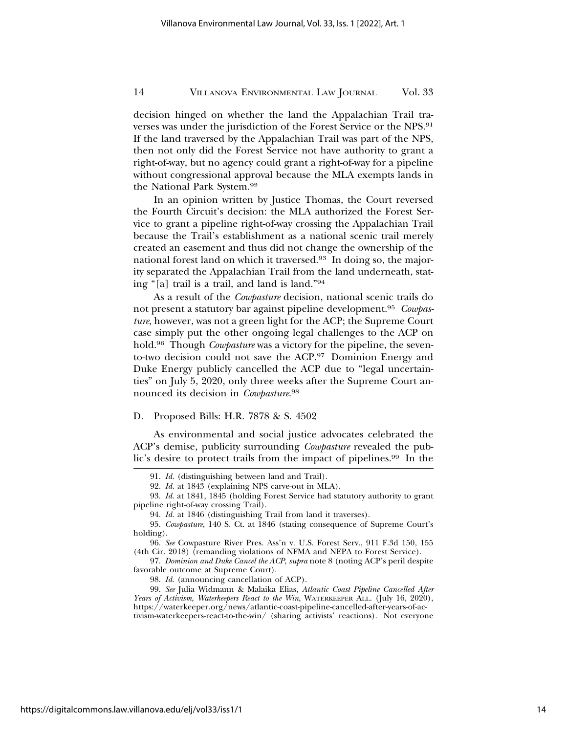decision hinged on whether the land the Appalachian Trail traverses was under the jurisdiction of the Forest Service or the NPS.[91] If the land traversed by the Appalachian Trail was part of the NPS, then not only did the Forest Service not have authority to grant a right-of-way, but no agency could grant a right-of-way for a pipeline without congressional approval because the MLA exempts lands in the National Park System.[92]

In an opinion written by Justice Thomas, the Court reversed the Fourth Circuit's decision: the MLA authorized the Forest Service to grant a pipeline right-of-way crossing the Appalachian Trail because the Trail's establishment as a national scenic trail merely created an easement and thus did not change the ownership of the national forest land on which it traversed.[93] In doing so, the majority separated the Appalachian Trail from the land underneath, stating "[a] trail is a trail, and land is land."[94]

As a result of the *Cowpasture* decision, national scenic trails do not present a statutory bar against pipeline development.[95] *Cowpasture*, however, was not a green light for the ACP; the Supreme Court case simply put the other ongoing legal challenges to the ACP on hold.[96] Though *Cowpasture* was a victory for the pipeline, the seven-to-two decision could not save the ACP.[97] Dominion Energy and Duke Energy publicly cancelled the ACP due to "legal uncertainties" on July 5, 2020, only three weeks after the Supreme Court announced its decision in *Cowpasture*.[98]

### D. Proposed Bills: H.R. 7878 & S. 4502

As environmental and social justice advocates celebrated the ACP's demise, publicity surrounding *Cowpasture* revealed the public's desire to protect trails from the impact of pipelines.[99] In the

---

91. *Id.* (distinguishing between land and Trail).

92. *Id.* at 1843 (explaining NPS carve-out in MLA).

93. *Id.* at 1841, 1845 (holding Forest Service had statutory authority to grant pipeline right-of-way crossing Trail).

94. *Id.* at 1846 (distinguishing Trail from land it traverses).

95. *Cowpasture*, 140 S. Ct. at 1846 (stating consequence of Supreme Court's holding).

96. *See* Cowpasture River Pres. Ass'n v. U.S. Forest Serv., 911 F.3d 150, 155 (4th Cir. 2018) (remanding violations of NFMA and NEPA to Forest Service).

97. *Dominion and Duke Cancel the ACP*, *supra* note 8 (noting ACP's peril despite favorable outcome at Supreme Court).

98. *Id.* (announcing cancellation of ACP).

99. *See* Julia Widmann & Malaika Elias, *Atlantic Coast Pipeline Cancelled After Years of Activism, Waterkeepers React to the Win*, WATERKEEPER ALL. (July 16, 2020), https://waterkeeper.org/news/atlantic-coast-pipeline-cancelled-after-years-of-activism-waterkeepers-react-to-the-win/ (sharing activists' reactions). Not everyone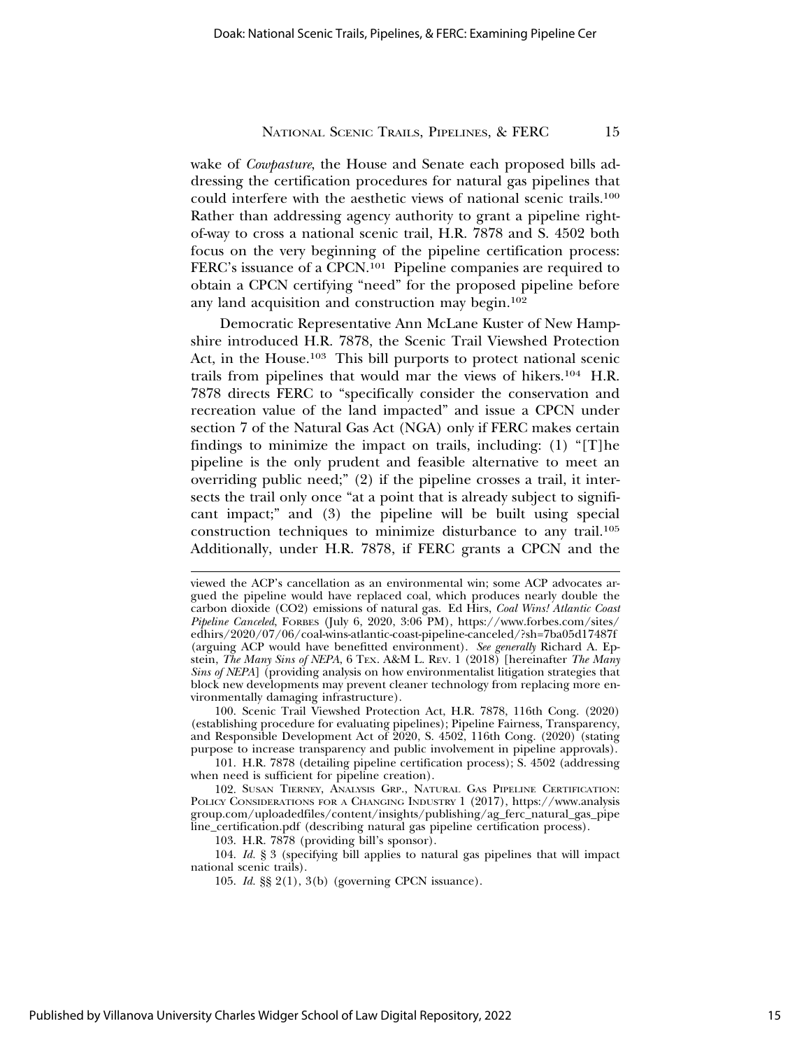wake of *Cowpasture*, the House and Senate each proposed bills addressing the certification procedures for natural gas pipelines that could interfere with the aesthetic views of national scenic trails.[100] Rather than addressing agency authority to grant a pipeline right-of-way to cross a national scenic trail, H.R. 7878 and S. 4502 both focus on the very beginning of the pipeline certification process: FERC's issuance of a CPCN.[101] Pipeline companies are required to obtain a CPCN certifying "need" for the proposed pipeline before any land acquisition and construction may begin.[102]

Democratic Representative Ann McLane Kuster of New Hampshire introduced H.R. 7878, the Scenic Trail Viewshed Protection Act, in the House.[103] This bill purports to protect national scenic trails from pipelines that would mar the views of hikers.[104] H.R. 7878 directs FERC to "specifically consider the conservation and recreation value of the land impacted" and issue a CPCN under section 7 of the Natural Gas Act (NGA) only if FERC makes certain findings to minimize the impact on trails, including: (1) "[T]he pipeline is the only prudent and feasible alternative to meet an overriding public need;" (2) if the pipeline crosses a trail, it intersects the trail only once "at a point that is already subject to significant impact;" and (3) the pipeline will be built using special construction techniques to minimize disturbance to any trail.[105] Additionally, under H.R. 7878, if FERC grants a CPCN and the

---

viewed the ACP's cancellation as an environmental win; some ACP advocates argued the pipeline would have replaced coal, which produces nearly double the carbon dioxide ($CO_2$) emissions of natural gas. Ed Hirs, *Coal Wins! Atlantic Coast Pipeline Canceled*, FORBES (July 6, 2020, 3:06 PM), https://www.forbes.com/sites/edhirs/2020/07/06/coal-wins-atlantic-coast-pipeline-canceled/?sh=7ba05d17487f (arguing ACP would have benefitted environment). *See generally* Richard A. Epstein, *The Many Sins of NEPA*, 6 TEX. A&M L. REV. 1 (2018) [hereinafter *The Many Sins of NEPA*] (providing analysis on how environmentalist litigation strategies that block new developments may prevent cleaner technology from replacing more environmentally damaging infrastructure).

100. Scenic Trail Viewshed Protection Act, H.R. 7878, 116th Cong. (2020) (establishing procedure for evaluating pipelines); Pipeline Fairness, Transparency, and Responsible Development Act of 2020, S. 4502, 116th Cong. (2020) (stating purpose to increase transparency and public involvement in pipeline approvals).

101. H.R. 7878 (detailing pipeline certification process); S. 4502 (addressing when need is sufficient for pipeline creation).

102. SUSAN TIERNEY, ANALYSIS GRP., NATURAL GAS PIPELINE CERTIFICATION: POLICY CONSIDERATIONS FOR A CHANGING INDUSTRY 1 (2017), https://www.analysisgroup.com/uploadedfiles/content/insights/publishing/ag_ferc_natural_gas_pipeline_certification.pdf (describing natural gas pipeline certification process).

103. H.R. 7878 (providing bill's sponsor).

104. *Id.* § 3 (specifying bill applies to natural gas pipelines that will impact national scenic trails).

105. *Id.* §§ 2(1), 3(b) (governing CPCN issuance).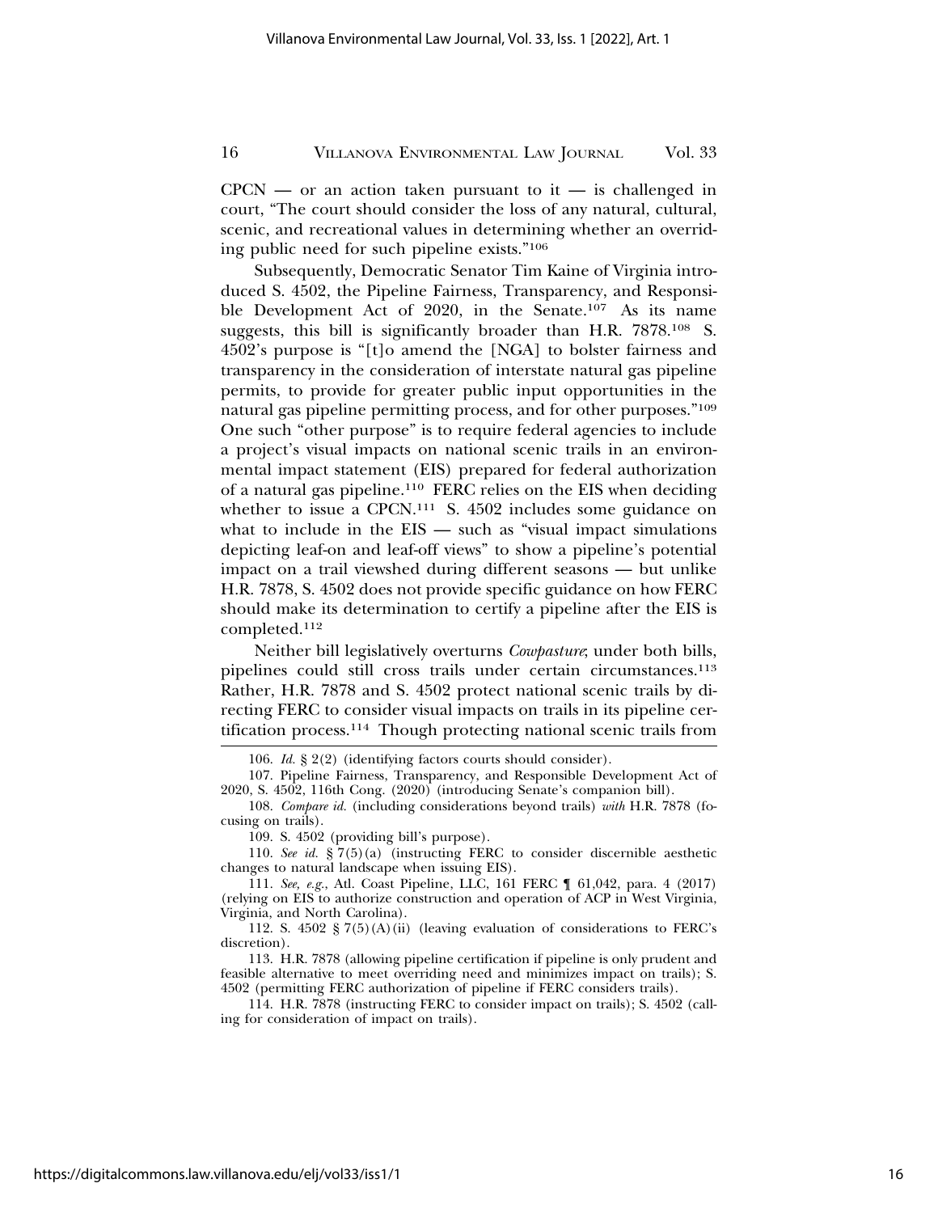CPCN — or an action taken pursuant to it — is challenged in court, "The court should consider the loss of any natural, cultural, scenic, and recreational values in determining whether an overriding public need for such pipeline exists."[106]

Subsequently, Democratic Senator Tim Kaine of Virginia introduced S. 4502, the Pipeline Fairness, Transparency, and Responsible Development Act of 2020, in the Senate.[107] As its name suggests, this bill is significantly broader than H.R. 7878.[108] S. 4502's purpose is "[t]o amend the [NGA] to bolster fairness and transparency in the consideration of interstate natural gas pipeline permits, to provide for greater public input opportunities in the natural gas pipeline permitting process, and for other purposes."[109] One such "other purpose" is to require federal agencies to include a project's visual impacts on national scenic trails in an environmental impact statement (EIS) prepared for federal authorization of a natural gas pipeline.[110] FERC relies on the EIS when deciding whether to issue a CPCN.[111] S. 4502 includes some guidance on what to include in the EIS — such as "visual impact simulations depicting leaf-on and leaf-off views" to show a pipeline's potential impact on a trail viewshed during different seasons — but unlike H.R. 7878, S. 4502 does not provide specific guidance on how FERC should make its determination to certify a pipeline after the EIS is completed.[112]

Neither bill legislatively overturns *Cowpasture*; under both bills, pipelines could still cross trails under certain circumstances.[113] Rather, H.R. 7878 and S. 4502 protect national scenic trails by directing FERC to consider visual impacts on trails in its pipeline certification process.[114] Though protecting national scenic trails from

---

106. *Id.* § 2(2) (identifying factors courts should consider).

107. Pipeline Fairness, Transparency, and Responsible Development Act of 2020, S. 4502, 116th Cong. (2020) (introducing Senate's companion bill).

108. *Compare id.* (including considerations beyond trails) *with* H.R. 7878 (focusing on trails).

109. S. 4502 (providing bill's purpose).

110. *See id.* § 7(5)(a) (instructing FERC to consider discernible aesthetic changes to natural landscape when issuing EIS).

111. *See, e.g.*, Atl. Coast Pipeline, LLC, 161 FERC ¶ 61,042, para. 4 (2017) (relying on EIS to authorize construction and operation of ACP in West Virginia, Virginia, and North Carolina).

112. S. 4502 § 7(5)(A)(ii) (leaving evaluation of considerations to FERC's discretion).

113. H.R. 7878 (allowing pipeline certification if pipeline is only prudent and feasible alternative to meet overriding need and minimizes impact on trails); S. 4502 (permitting FERC authorization of pipeline if FERC considers trails).

114. H.R. 7878 (instructing FERC to consider impact on trails); S. 4502 (calling for consideration of impact on trails).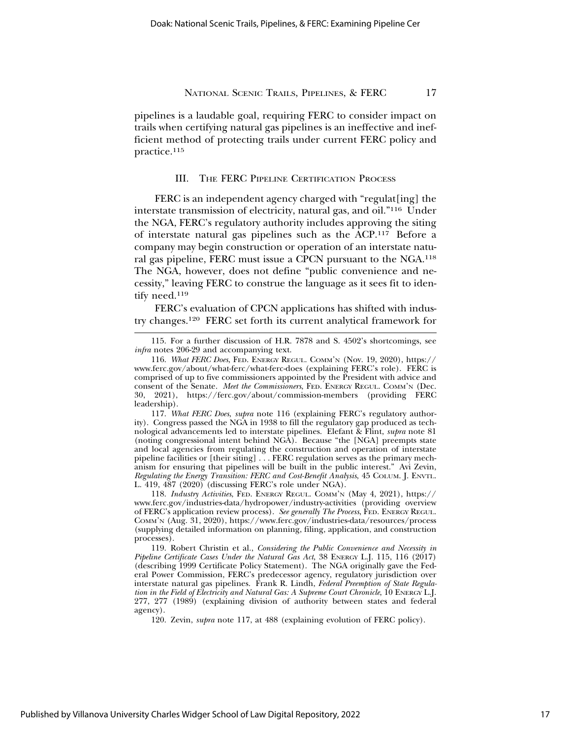pipelines is a laudable goal, requiring FERC to consider impact on trails when certifying natural gas pipelines is an ineffective and inefficient method of protecting trails under current FERC policy and practice.[115]

## III. The FERC Pipeline Certification Process

FERC is an independent agency charged with "regulat[ing] the interstate transmission of electricity, natural gas, and oil."[116] Under the NGA, FERC's regulatory authority includes approving the siting of interstate natural gas pipelines such as the ACP.[117] Before a company may begin construction or operation of an interstate natural gas pipeline, FERC must issue a CPCN pursuant to the NGA.[118] The NGA, however, does not define "public convenience and necessity," leaving FERC to construe the language as it sees fit to identify need.[119]

FERC's evaluation of CPCN applications has shifted with industry changes.[120] FERC set forth its current analytical framework for

---

115. For a further discussion of H.R. 7878 and S. 4502's shortcomings, see *infra* notes 206-29 and accompanying text.

116. *What FERC Does*, Fed. Energy Regul. Comm'n (Nov. 19, 2020), https://www.ferc.gov/about/what-ferc/what-ferc-does (explaining FERC's role). FERC is comprised of up to five commissioners appointed by the President with advice and consent of the Senate. *Meet the Commissioners*, Fed. Energy Regul. Comm'n (Dec. 30, 2021), https://ferc.gov/about/commission-members (providing FERC leadership).

117. *What FERC Does*, *supra* note 116 (explaining FERC's regulatory authority). Congress passed the NGA in 1938 to fill the regulatory gap produced as technological advancements led to interstate pipelines. Elefant & Flint, *supra* note 81 (noting congressional intent behind NGA). Because "the [NGA] preempts state and local agencies from regulating the construction and operation of interstate pipeline facilities or [their siting] . . . FERC regulation serves as the primary mechanism for ensuring that pipelines will be built in the public interest." Avi Zevin, *Regulating the Energy Transition: FERC and Cost-Benefit Analysis*, 45 Colum. J. Envtl. L. 419, 487 (2020) (discussing FERC's role under NGA).

118. *Industry Activities*, Fed. Energy Regul. Comm'n (May 4, 2021), https://www.ferc.gov/industries-data/hydropower/industry-activities (providing overview of FERC's application review process). *See generally The Process*, Fed. Energy Regul. Comm'n (Aug. 31, 2020), https://www.ferc.gov/industries-data/resources/process (supplying detailed information on planning, filing, application, and construction processes).

119. Robert Christin et al., *Considering the Public Convenience and Necessity in Pipeline Certificate Cases Under the Natural Gas Act*, 38 Energy L.J. 115, 116 (2017) (describing 1999 Certificate Policy Statement). The NGA originally gave the Federal Power Commission, FERC's predecessor agency, regulatory jurisdiction over interstate natural gas pipelines. Frank R. Lindh, *Federal Preemption of State Regulation in the Field of Electricity and Natural Gas: A Supreme Court Chronicle*, 10 Energy L.J. 277, 277 (1989) (explaining division of authority between states and federal agency).

120. Zevin, *supra* note 117, at 488 (explaining evolution of FERC policy).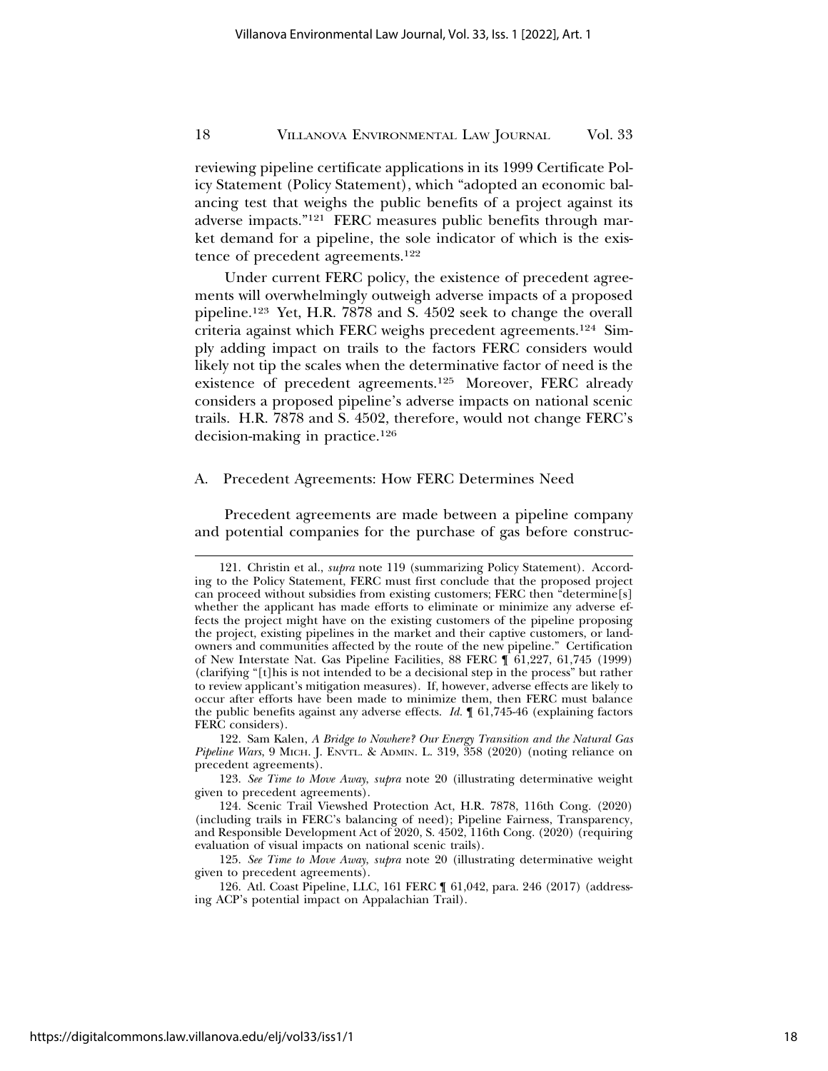reviewing pipeline certificate applications in its 1999 Certificate Policy Statement (Policy Statement), which "adopted an economic balancing test that weighs the public benefits of a project against its adverse impacts."[121] FERC measures public benefits through market demand for a pipeline, the sole indicator of which is the existence of precedent agreements.[122]

Under current FERC policy, the existence of precedent agreements will overwhelmingly outweigh adverse impacts of a proposed pipeline.[123] Yet, H.R. 7878 and S. 4502 seek to change the overall criteria against which FERC weighs precedent agreements.[124] Simply adding impact on trails to the factors FERC considers would likely not tip the scales when the determinative factor of need is the existence of precedent agreements.[125] Moreover, FERC already considers a proposed pipeline's adverse impacts on national scenic trails. H.R. 7878 and S. 4502, therefore, would not change FERC's decision-making in practice.[126]

### A. Precedent Agreements: How FERC Determines Need

Precedent agreements are made between a pipeline company and potential companies for the purchase of gas before construc-

---

121. Christin et al., *supra* note 119 (summarizing Policy Statement). According to the Policy Statement, FERC must first conclude that the proposed project can proceed without subsidies from existing customers; FERC then "determine[s] whether the applicant has made efforts to eliminate or minimize any adverse effects the project might have on the existing customers of the pipeline proposing the project, existing pipelines in the market and their captive customers, or landowners and communities affected by the route of the new pipeline." Certification of New Interstate Nat. Gas Pipeline Facilities, 88 FERC ¶ 61,227, 61,745 (1999) (clarifying "[t]his is not intended to be a decisional step in the process" but rather to review applicant's mitigation measures). If, however, adverse effects are likely to occur after efforts have been made to minimize them, then FERC must balance the public benefits against any adverse effects. *Id.* ¶ 61,745-46 (explaining factors FERC considers).

122. Sam Kalen, *A Bridge to Nowhere? Our Energy Transition and the Natural Gas Pipeline Wars*, 9 MICH. J. ENVTL. & ADMIN. L. 319, 358 (2020) (noting reliance on precedent agreements).

123. *See Time to Move Away*, *supra* note 20 (illustrating determinative weight given to precedent agreements).

124. Scenic Trail Viewshed Protection Act, H.R. 7878, 116th Cong. (2020) (including trails in FERC's balancing of need); Pipeline Fairness, Transparency, and Responsible Development Act of 2020, S. 4502, 116th Cong. (2020) (requiring evaluation of visual impacts on national scenic trails).

125. *See Time to Move Away*, *supra* note 20 (illustrating determinative weight given to precedent agreements).

126. Atl. Coast Pipeline, LLC, 161 FERC ¶ 61,042, para. 246 (2017) (addressing ACP's potential impact on Appalachian Trail).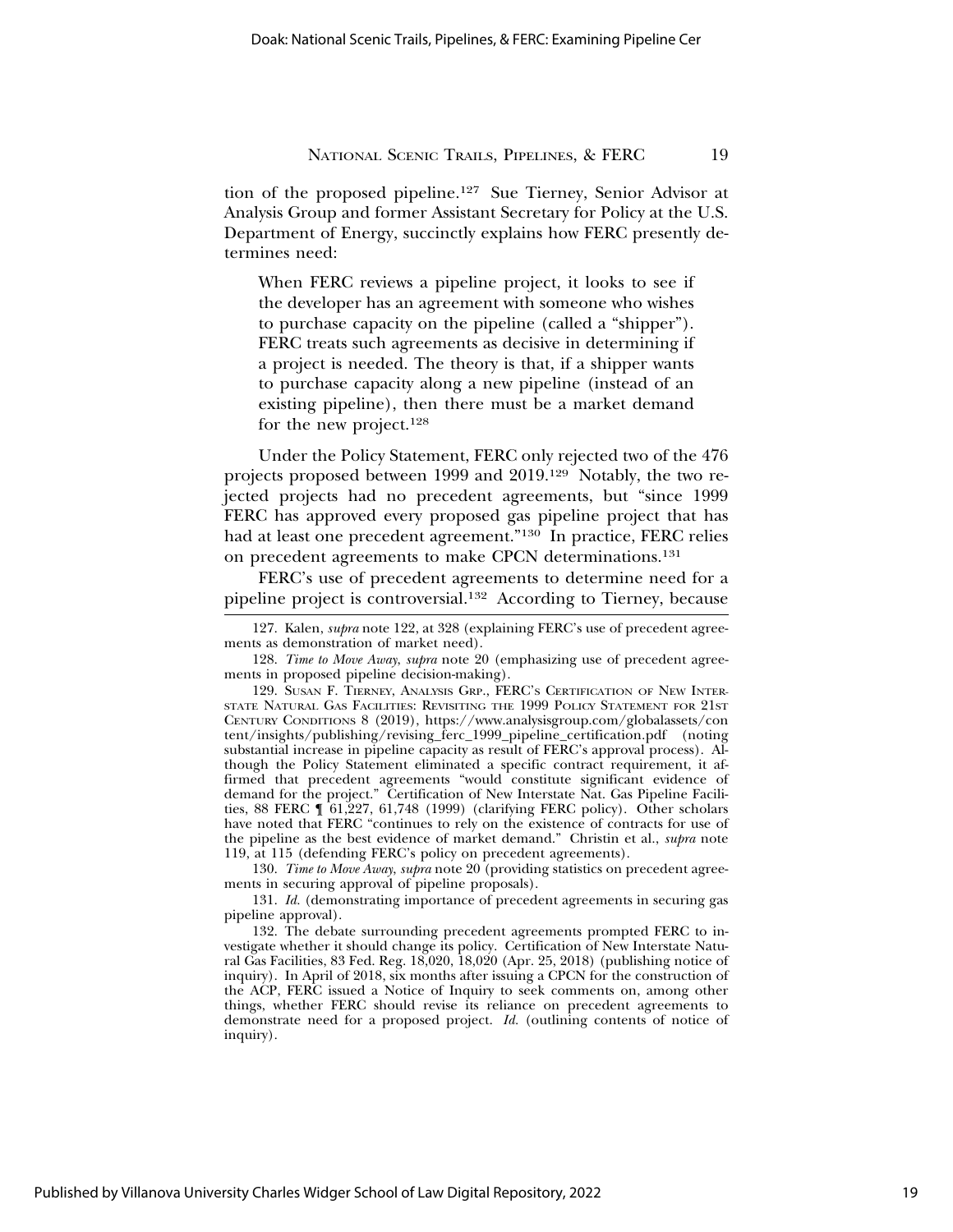tion of the proposed pipeline.[127] Sue Tierney, Senior Advisor at Analysis Group and former Assistant Secretary for Policy at the U.S. Department of Energy, succinctly explains how FERC presently determines need:

> When FERC reviews a pipeline project, it looks to see if the developer has an agreement with someone who wishes to purchase capacity on the pipeline (called a "shipper"). FERC treats such agreements as decisive in determining if a project is needed. The theory is that, if a shipper wants to purchase capacity along a new pipeline (instead of an existing pipeline), then there must be a market demand for the new project.[128]

Under the Policy Statement, FERC only rejected two of the 476 projects proposed between 1999 and 2019.[129] Notably, the two rejected projects had no precedent agreements, but "since 1999 FERC has approved every proposed gas pipeline project that has had at least one precedent agreement."[130] In practice, FERC relies on precedent agreements to make CPCN determinations.[131]

FERC's use of precedent agreements to determine need for a pipeline project is controversial.[132] According to Tierney, because

---

127. Kalen, *supra* note 122, at 328 (explaining FERC's use of precedent agreements as demonstration of market need).

128. *Time to Move Away*, *supra* note 20 (emphasizing use of precedent agreements in proposed pipeline decision-making).

129. Susan F. Tierney, Analysis Grp., FERC's Certification of New Interstate Natural Gas Facilities: Revisiting the 1999 Policy Statement for 21st Century Conditions 8 (2019), https://www.analysisgroup.com/globalassets/content/insights/publishing/revising_ferc_1999_pipeline_certification.pdf (noting substantial increase in pipeline capacity as result of FERC's approval process). Although the Policy Statement eliminated a specific contract requirement, it affirmed that precedent agreements "would constitute significant evidence of demand for the project." Certification of New Interstate Nat. Gas Pipeline Facilities, 88 FERC ¶ 61,227, 61,748 (1999) (clarifying FERC policy). Other scholars have noted that FERC "continues to rely on the existence of contracts for use of the pipeline as the best evidence of market demand." Christin et al., *supra* note 119, at 115 (defending FERC's policy on precedent agreements).

130. *Time to Move Away*, *supra* note 20 (providing statistics on precedent agreements in securing approval of pipeline proposals).

131. *Id.* (demonstrating importance of precedent agreements in securing gas pipeline approval).

132. The debate surrounding precedent agreements prompted FERC to investigate whether it should change its policy. Certification of New Interstate Natural Gas Facilities, 83 Fed. Reg. 18,020, 18,020 (Apr. 25, 2018) (publishing notice of inquiry). In April of 2018, six months after issuing a CPCN for the construction of the ACP, FERC issued a Notice of Inquiry to seek comments on, among other things, whether FERC should revise its reliance on precedent agreements to demonstrate need for a proposed project. *Id.* (outlining contents of notice of inquiry).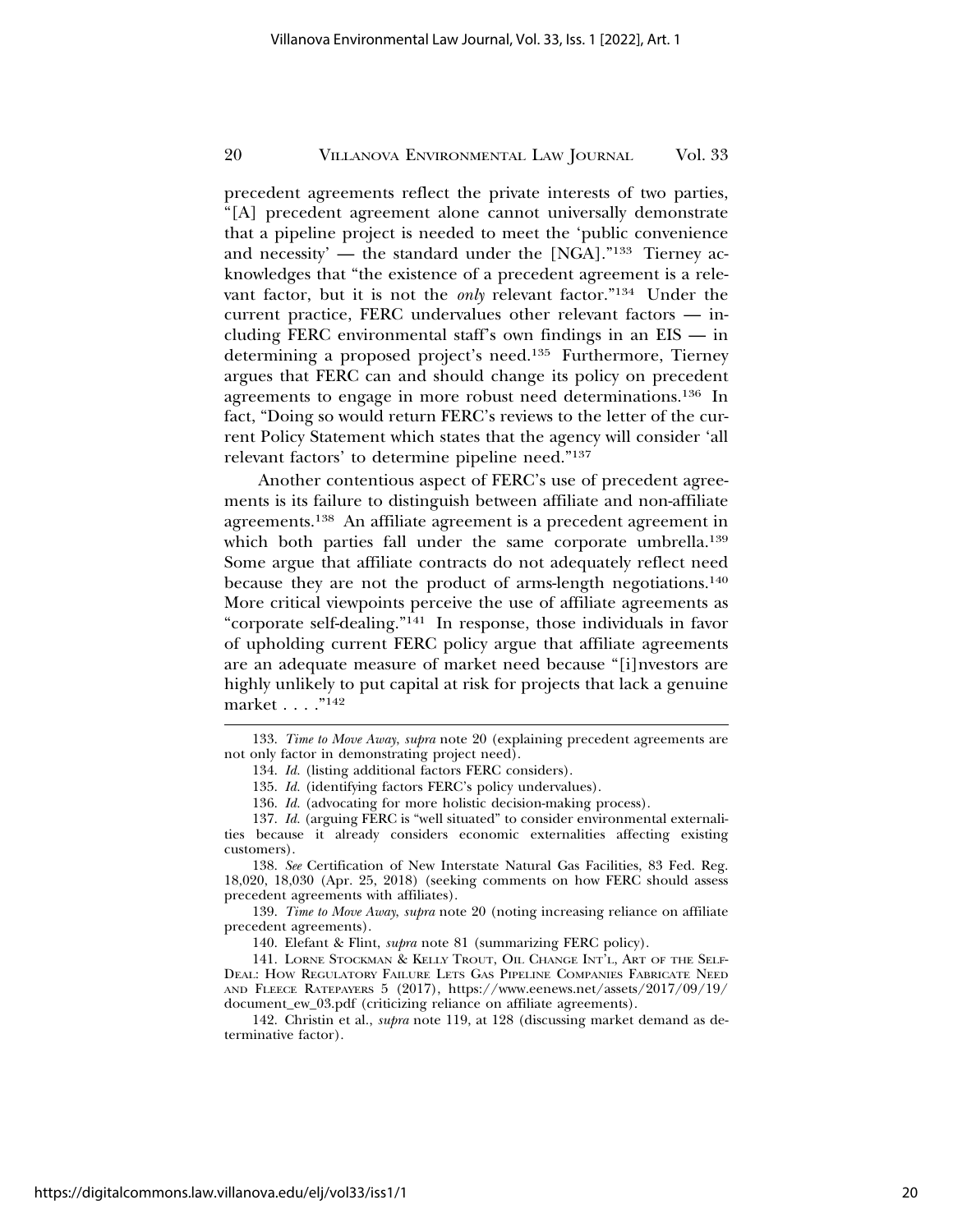precedent agreements reflect the private interests of two parties, "[A] precedent agreement alone cannot universally demonstrate that a pipeline project is needed to meet the 'public convenience and necessity' — the standard under the [NGA]."[133] Tierney acknowledges that "the existence of a precedent agreement is a relevant factor, but it is not the *only* relevant factor."[134] Under the current practice, FERC undervalues other relevant factors — including FERC environmental staff's own findings in an EIS — in determining a proposed project's need.[135] Furthermore, Tierney argues that FERC can and should change its policy on precedent agreements to engage in more robust need determinations.[136] In fact, "Doing so would return FERC's reviews to the letter of the current Policy Statement which states that the agency will consider 'all relevant factors' to determine pipeline need."[137]

Another contentious aspect of FERC's use of precedent agreements is its failure to distinguish between affiliate and non-affiliate agreements.[138] An affiliate agreement is a precedent agreement in which both parties fall under the same corporate umbrella.[139] Some argue that affiliate contracts do not adequately reflect need because they are not the product of arms-length negotiations.[140] More critical viewpoints perceive the use of affiliate agreements as "corporate self-dealing."[141] In response, those individuals in favor of upholding current FERC policy argue that affiliate agreements are an adequate measure of market need because "[i]nvestors are highly unlikely to put capital at risk for projects that lack a genuine market . . . ."[142]

---

133. *Time to Move Away*, *supra* note 20 (explaining precedent agreements are not only factor in demonstrating project need).

134. *Id.* (listing additional factors FERC considers).

135. *Id.* (identifying factors FERC's policy undervalues).

136. *Id.* (advocating for more holistic decision-making process).

137. *Id.* (arguing FERC is "well situated" to consider environmental externalities because it already considers economic externalities affecting existing customers).

138. *See* Certification of New Interstate Natural Gas Facilities, 83 Fed. Reg. 18,020, 18,030 (Apr. 25, 2018) (seeking comments on how FERC should assess precedent agreements with affiliates).

139. *Time to Move Away*, *supra* note 20 (noting increasing reliance on affiliate precedent agreements).

140. Elefant & Flint, *supra* note 81 (summarizing FERC policy).

141. Lorne Stockman & Kelly Trout, Oil Change Int'l, Art of the Self-Deal: How Regulatory Failure Lets Gas Pipeline Companies Fabricate Need and Fleece Ratepayers 5 (2017), https://www.eenews.net/assets/2017/09/19/document_ew_03.pdf (criticizing reliance on affiliate agreements).

142. Christin et al., *supra* note 119, at 128 (discussing market demand as determinative factor).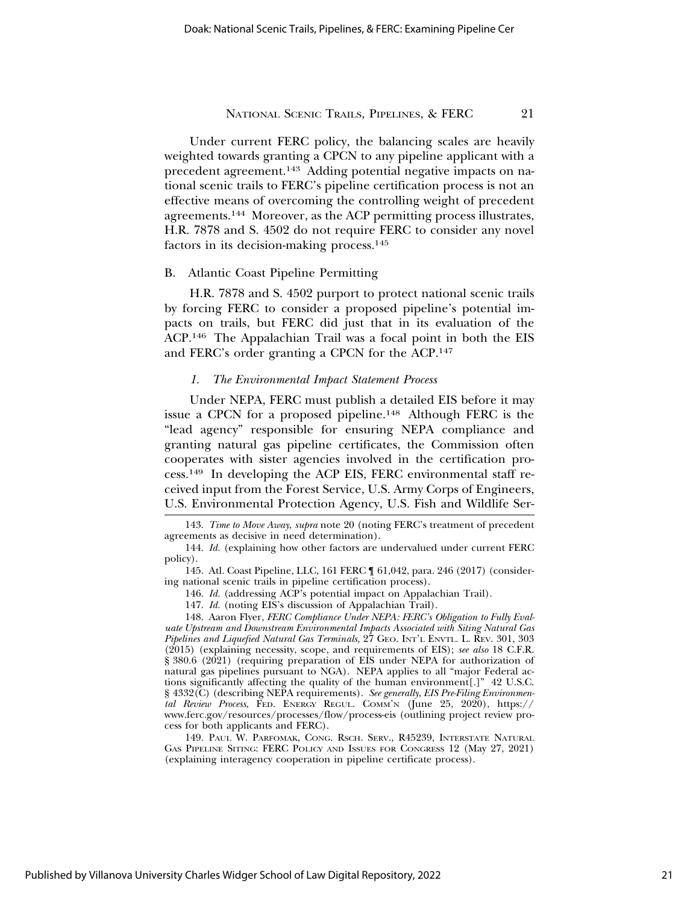Under current FERC policy, the balancing scales are heavily weighted towards granting a CPCN to any pipeline applicant with a precedent agreement.[143] Adding potential negative impacts on national scenic trails to FERC's pipeline certification process is not an effective means of overcoming the controlling weight of precedent agreements.[144] Moreover, as the ACP permitting process illustrates, H.R. 7878 and S. 4502 do not require FERC to consider any novel factors in its decision-making process.[145]

### B. Atlantic Coast Pipeline Permitting

H.R. 7878 and S. 4502 purport to protect national scenic trails by forcing FERC to consider a proposed pipeline's potential impacts on trails, but FERC did just that in its evaluation of the ACP.[146] The Appalachian Trail was a focal point in both the EIS and FERC's order granting a CPCN for the ACP.[147]

#### *1. The Environmental Impact Statement Process*

Under NEPA, FERC must publish a detailed EIS before it may issue a CPCN for a proposed pipeline.[148] Although FERC is the "lead agency" responsible for ensuring NEPA compliance and granting natural gas pipeline certificates, the Commission often cooperates with sister agencies involved in the certification process.[149] In developing the ACP EIS, FERC environmental staff received input from the Forest Service, U.S. Army Corps of Engineers, U.S. Environmental Protection Agency, U.S. Fish and Wildlife Ser-

---

143. *Time to Move Away*, *supra* note 20 (noting FERC's treatment of precedent agreements as decisive in need determination).

144. *Id.* (explaining how other factors are undervalued under current FERC policy).

145. Atl. Coast Pipeline, LLC, 161 FERC ¶ 61,042, para. 246 (2017) (considering national scenic trails in pipeline certification process).

146. *Id.* (addressing ACP's potential impact on Appalachian Trail).

147. *Id.* (noting EIS's discussion of Appalachian Trail).

148. Aaron Flyer, *FERC Compliance Under NEPA: FERC's Obligation to Fully Evaluate Upstream and Downstream Environmental Impacts Associated with Siting Natural Gas Pipelines and Liquefied Natural Gas Terminals*, 27 GEO. INT'L ENVTL. L. REV. 301, 303 (2015) (explaining necessity, scope, and requirements of EIS); *see also* 18 C.F.R. § 380.6 (2021) (requiring preparation of EIS under NEPA for authorization of natural gas pipelines pursuant to NGA). NEPA applies to all "major Federal actions significantly affecting the quality of the human environment[.]" 42 U.S.C. § 4332(C) (describing NEPA requirements). *See generally*, *EIS Pre-Filing Environmental Review Process*, FED. ENERGY REGUL. COMM'N (June 25, 2020), https://www.ferc.gov/resources/processes/flow/process-eis (outlining project review process for both applicants and FERC).

149. PAUL W. PARFOMAK, CONG. RSCH. SERV., R45239, INTERSTATE NATURAL GAS PIPELINE SITING: FERC POLICY AND ISSUES FOR CONGRESS 12 (May 27, 2021) (explaining interagency cooperation in pipeline certificate process).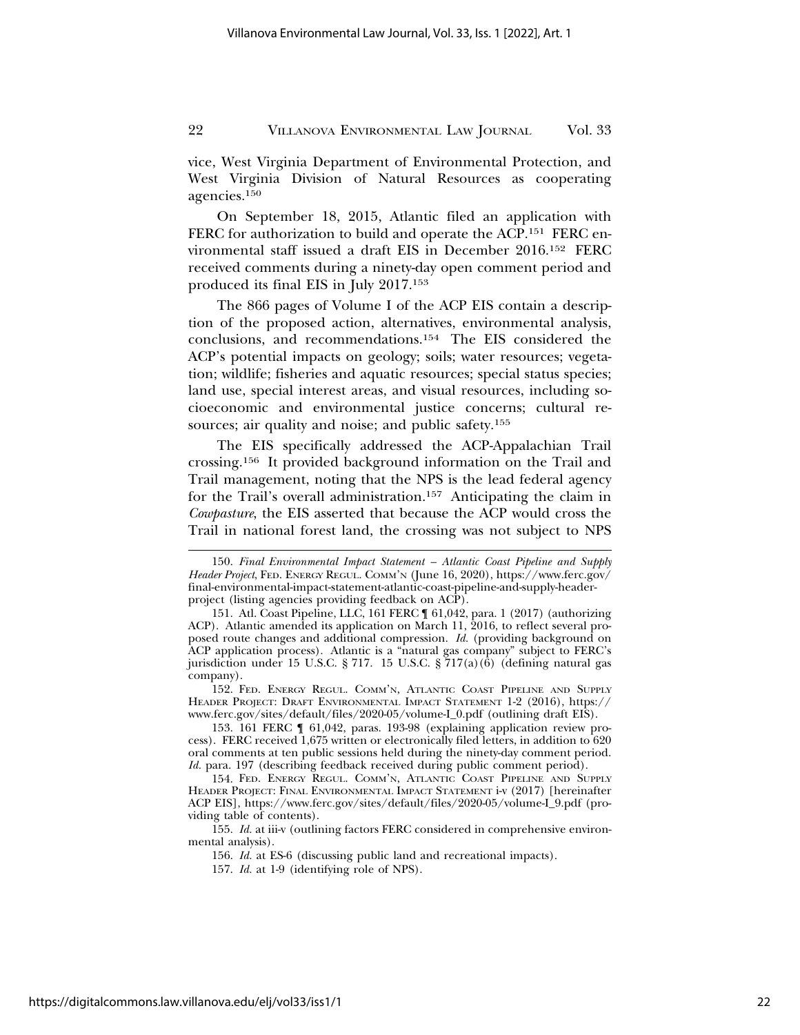vice, West Virginia Department of Environmental Protection, and West Virginia Division of Natural Resources as cooperating agencies.[150]

On September 18, 2015, Atlantic filed an application with FERC for authorization to build and operate the ACP.[151] FERC environmental staff issued a draft EIS in December 2016.[152] FERC received comments during a ninety-day open comment period and produced its final EIS in July 2017.[153]

The 866 pages of Volume I of the ACP EIS contain a description of the proposed action, alternatives, environmental analysis, conclusions, and recommendations.[154] The EIS considered the ACP's potential impacts on geology; soils; water resources; vegetation; wildlife; fisheries and aquatic resources; special status species; land use, special interest areas, and visual resources, including socioeconomic and environmental justice concerns; cultural resources; air quality and noise; and public safety.[155]

The EIS specifically addressed the ACP-Appalachian Trail crossing.[156] It provided background information on the Trail and Trail management, noting that the NPS is the lead federal agency for the Trail's overall administration.[157] Anticipating the claim in *Cowpasture*, the EIS asserted that because the ACP would cross the Trail in national forest land, the crossing was not subject to NPS

---

150. *Final Environmental Impact Statement – Atlantic Coast Pipeline and Supply Header Project*, FED. ENERGY REGUL. COMM'N (June 16, 2020), https://www.ferc.gov/final-environmental-impact-statement-atlantic-coast-pipeline-and-supply-header-project (listing agencies providing feedback on ACP).

151. Atl. Coast Pipeline, LLC, 161 FERC ¶ 61,042, para. 1 (2017) (authorizing ACP). Atlantic amended its application on March 11, 2016, to reflect several proposed route changes and additional compression. *Id.* (providing background on ACP application process). Atlantic is a "natural gas company" subject to FERC's jurisdiction under 15 U.S.C. § 717. 15 U.S.C. § 717(a)(6) (defining natural gas company).

152. FED. ENERGY REGUL. COMM'N, ATLANTIC COAST PIPELINE AND SUPPLY HEADER PROJECT: DRAFT ENVIRONMENTAL IMPACT STATEMENT 1-2 (2016), https://www.ferc.gov/sites/default/files/2020-05/volume-I_0.pdf (outlining draft EIS).

153. 161 FERC ¶ 61,042, paras. 193-98 (explaining application review process). FERC received 1,675 written or electronically filed letters, in addition to 620 oral comments at ten public sessions held during the ninety-day comment period. *Id.* para. 197 (describing feedback received during public comment period).

154. FED. ENERGY REGUL. COMM'N, ATLANTIC COAST PIPELINE AND SUPPLY HEADER PROJECT: FINAL ENVIRONMENTAL IMPACT STATEMENT i-v (2017) [hereinafter ACP EIS], https://www.ferc.gov/sites/default/files/2020-05/volume-I_9.pdf (providing table of contents).

155. *Id.* at iii-v (outlining factors FERC considered in comprehensive environmental analysis).

156. *Id.* at ES-6 (discussing public land and recreational impacts).

157. *Id.* at 1-9 (identifying role of NPS).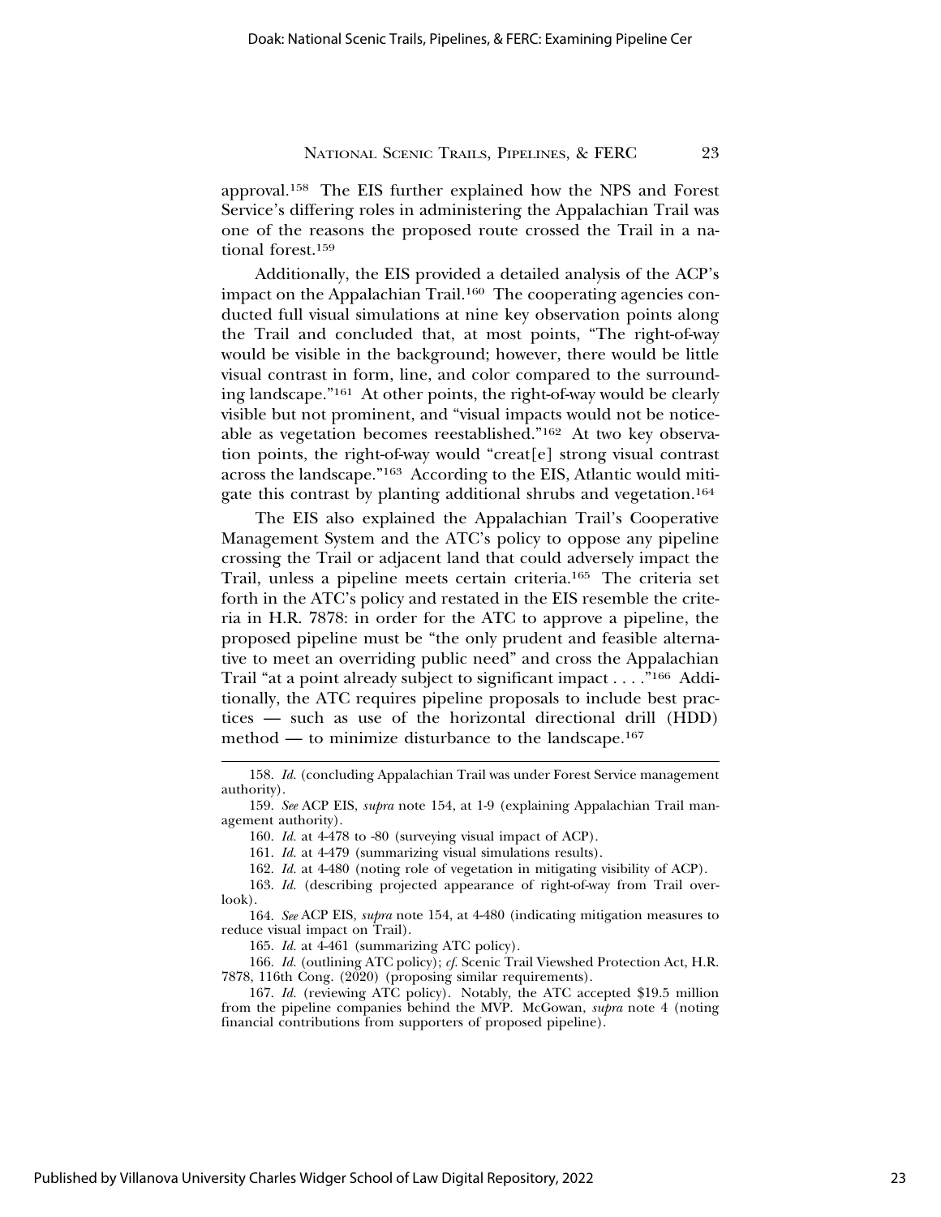approval.[158] The EIS further explained how the NPS and Forest Service's differing roles in administering the Appalachian Trail was one of the reasons the proposed route crossed the Trail in a national forest.[159]

Additionally, the EIS provided a detailed analysis of the ACP's impact on the Appalachian Trail.[160] The cooperating agencies conducted full visual simulations at nine key observation points along the Trail and concluded that, at most points, "The right-of-way would be visible in the background; however, there would be little visual contrast in form, line, and color compared to the surrounding landscape."[161] At other points, the right-of-way would be clearly visible but not prominent, and "visual impacts would not be noticeable as vegetation becomes reestablished."[162] At two key observation points, the right-of-way would "creat[e] strong visual contrast across the landscape."[163] According to the EIS, Atlantic would mitigate this contrast by planting additional shrubs and vegetation.[164]

The EIS also explained the Appalachian Trail's Cooperative Management System and the ATC's policy to oppose any pipeline crossing the Trail or adjacent land that could adversely impact the Trail, unless a pipeline meets certain criteria.[165] The criteria set forth in the ATC's policy and restated in the EIS resemble the criteria in H.R. 7878: in order for the ATC to approve a pipeline, the proposed pipeline must be "the only prudent and feasible alternative to meet an overriding public need" and cross the Appalachian Trail "at a point already subject to significant impact . . . ."[166] Additionally, the ATC requires pipeline proposals to include best practices — such as use of the horizontal directional drill (HDD) method — to minimize disturbance to the landscape.[167]

---

158. *Id.* (concluding Appalachian Trail was under Forest Service management authority).

159. *See* ACP EIS, *supra* note 154, at 1-9 (explaining Appalachian Trail management authority).

160. *Id.* at 4-478 to -80 (surveying visual impact of ACP).

161. *Id.* at 4-479 (summarizing visual simulations results).

162. *Id.* at 4-480 (noting role of vegetation in mitigating visibility of ACP).

163. *Id.* (describing projected appearance of right-of-way from Trail overlook).

164. *See* ACP EIS, *supra* note 154, at 4-480 (indicating mitigation measures to reduce visual impact on Trail).

165. *Id.* at 4-461 (summarizing ATC policy).

166. *Id.* (outlining ATC policy); *cf.* Scenic Trail Viewshed Protection Act, H.R. 7878, 116th Cong. (2020) (proposing similar requirements).

167. *Id.* (reviewing ATC policy). Notably, the ATC accepted $19.5 million from the pipeline companies behind the MVP. McGowan, *supra* note 4 (noting financial contributions from supporters of proposed pipeline).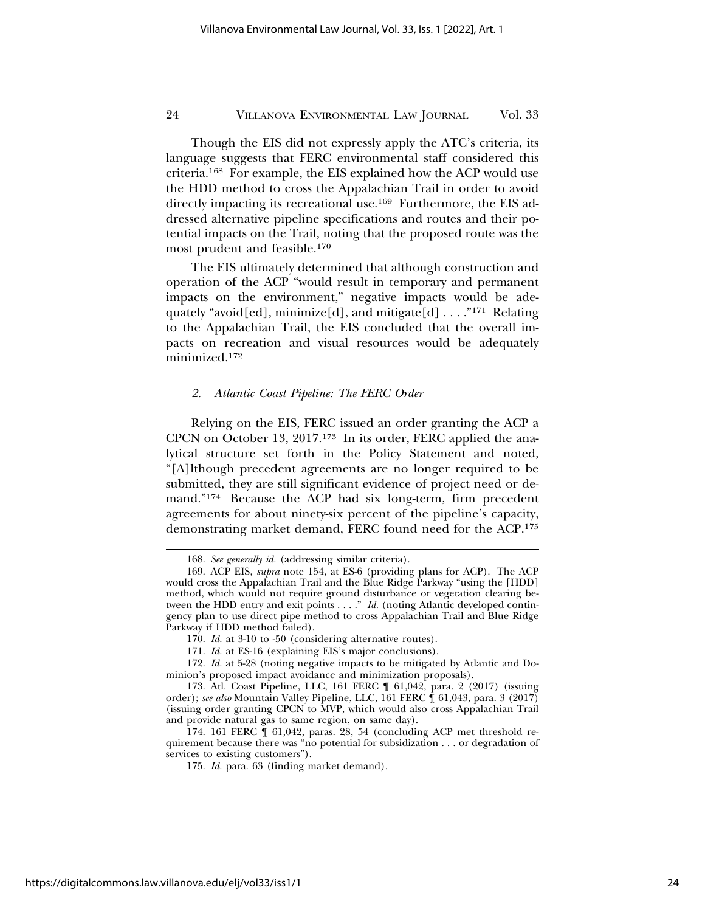Though the EIS did not expressly apply the ATC's criteria, its language suggests that FERC environmental staff considered this criteria.[168] For example, the EIS explained how the ACP would use the HDD method to cross the Appalachian Trail in order to avoid directly impacting its recreational use.[169] Furthermore, the EIS addressed alternative pipeline specifications and routes and their potential impacts on the Trail, noting that the proposed route was the most prudent and feasible.[170]

The EIS ultimately determined that although construction and operation of the ACP "would result in temporary and permanent impacts on the environment," negative impacts would be adequately "avoid[ed], minimize[d], and mitigate[d] . . . ."[171] Relating to the Appalachian Trail, the EIS concluded that the overall impacts on recreation and visual resources would be adequately minimized.[172]

### *2. Atlantic Coast Pipeline: The FERC Order*

Relying on the EIS, FERC issued an order granting the ACP a CPCN on October 13, 2017.[173] In its order, FERC applied the analytical structure set forth in the Policy Statement and noted, "[A]lthough precedent agreements are no longer required to be submitted, they are still significant evidence of project need or demand."[174] Because the ACP had six long-term, firm precedent agreements for about ninety-six percent of the pipeline's capacity, demonstrating market demand, FERC found need for the ACP.[175]

---

168. *See generally id.* (addressing similar criteria).

169. ACP EIS, *supra* note 154, at ES-6 (providing plans for ACP). The ACP would cross the Appalachian Trail and the Blue Ridge Parkway "using the [HDD] method, which would not require ground disturbance or vegetation clearing between the HDD entry and exit points . . . ." *Id.* (noting Atlantic developed contingency plan to use direct pipe method to cross Appalachian Trail and Blue Ridge Parkway if HDD method failed).

170. *Id.* at 3-10 to -50 (considering alternative routes).

171. *Id.* at ES-16 (explaining EIS's major conclusions).

172. *Id.* at 5-28 (noting negative impacts to be mitigated by Atlantic and Dominion's proposed impact avoidance and minimization proposals).

173. Atl. Coast Pipeline, LLC, 161 FERC ¶ 61,042, para. 2 (2017) (issuing order); *see also* Mountain Valley Pipeline, LLC, 161 FERC ¶ 61,043, para. 3 (2017) (issuing order granting CPCN to MVP, which would also cross Appalachian Trail and provide natural gas to same region, on same day).

174. 161 FERC ¶ 61,042, paras. 28, 54 (concluding ACP met threshold requirement because there was "no potential for subsidization . . . or degradation of services to existing customers").

175. *Id.* para. 63 (finding market demand).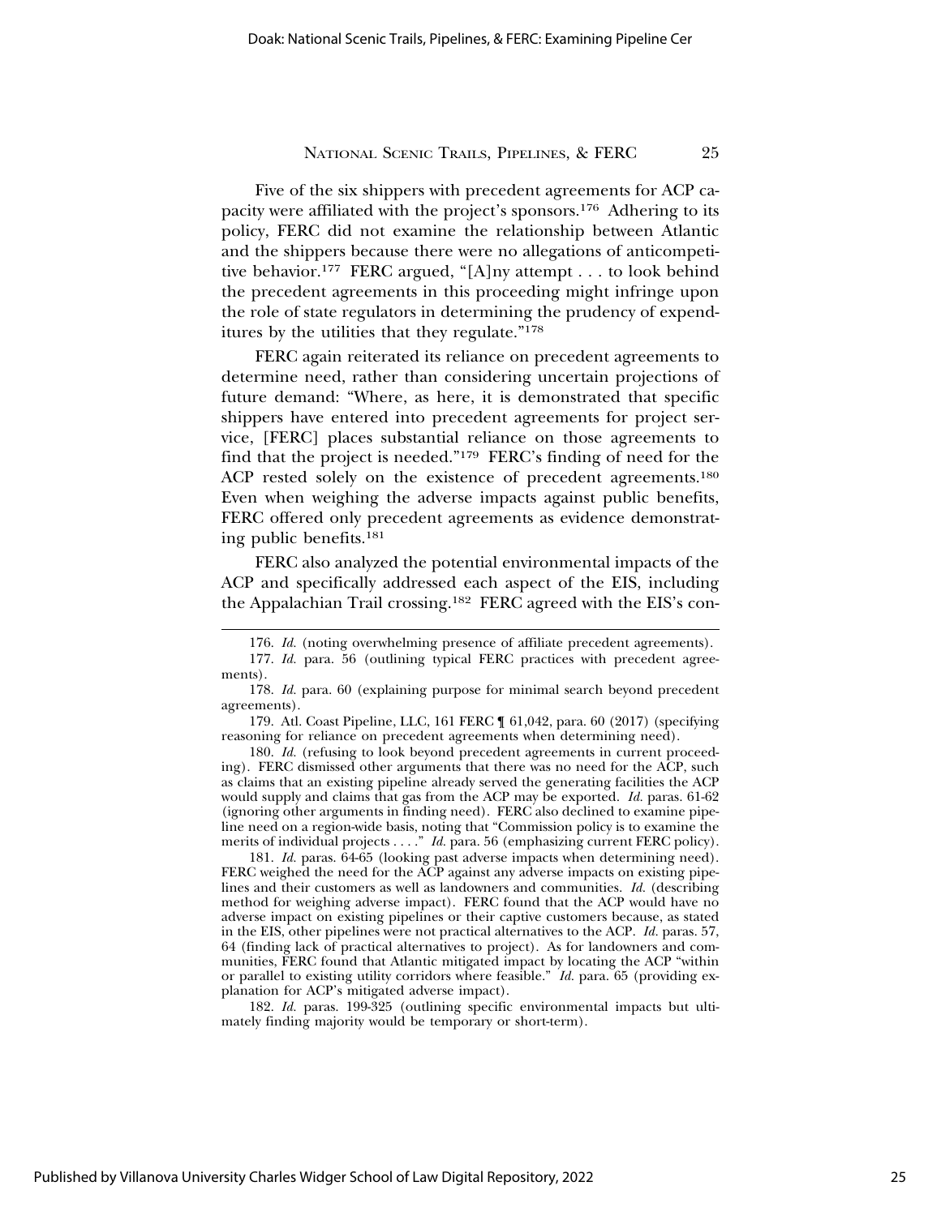Five of the six shippers with precedent agreements for ACP capacity were affiliated with the project's sponsors.[176] Adhering to its policy, FERC did not examine the relationship between Atlantic and the shippers because there were no allegations of anticompetitive behavior.[177] FERC argued, "[A]ny attempt . . . to look behind the precedent agreements in this proceeding might infringe upon the role of state regulators in determining the prudency of expenditures by the utilities that they regulate."[178]

FERC again reiterated its reliance on precedent agreements to determine need, rather than considering uncertain projections of future demand: "Where, as here, it is demonstrated that specific shippers have entered into precedent agreements for project service, [FERC] places substantial reliance on those agreements to find that the project is needed."[179] FERC's finding of need for the ACP rested solely on the existence of precedent agreements.[180] Even when weighing the adverse impacts against public benefits, FERC offered only precedent agreements as evidence demonstrating public benefits.[181]

FERC also analyzed the potential environmental impacts of the ACP and specifically addressed each aspect of the EIS, including the Appalachian Trail crossing.[182] FERC agreed with the EIS's con-

---

176. *Id.* (noting overwhelming presence of affiliate precedent agreements).

177. *Id.* para. 56 (outlining typical FERC practices with precedent agreements).

178. *Id.* para. 60 (explaining purpose for minimal search beyond precedent agreements).

179. Atl. Coast Pipeline, LLC, 161 FERC ¶ 61,042, para. 60 (2017) (specifying reasoning for reliance on precedent agreements when determining need).

180. *Id.* (refusing to look beyond precedent agreements in current proceeding). FERC dismissed other arguments that there was no need for the ACP, such as claims that an existing pipeline already served the generating facilities the ACP would supply and claims that gas from the ACP may be exported. *Id.* paras. 61-62 (ignoring other arguments in finding need). FERC also declined to examine pipeline need on a region-wide basis, noting that "Commission policy is to examine the merits of individual projects . . . ." *Id.* para. 56 (emphasizing current FERC policy).

181. *Id.* paras. 64-65 (looking past adverse impacts when determining need). FERC weighed the need for the ACP against any adverse impacts on existing pipelines and their customers as well as landowners and communities. *Id.* (describing method for weighing adverse impact). FERC found that the ACP would have no adverse impact on existing pipelines or their captive customers because, as stated in the EIS, other pipelines were not practical alternatives to the ACP. *Id.* paras. 57, 64 (finding lack of practical alternatives to project). As for landowners and communities, FERC found that Atlantic mitigated impact by locating the ACP "within or parallel to existing utility corridors where feasible." *Id.* para. 65 (providing explanation for ACP's mitigated adverse impact).

182. *Id.* paras. 199-325 (outlining specific environmental impacts but ultimately finding majority would be temporary or short-term).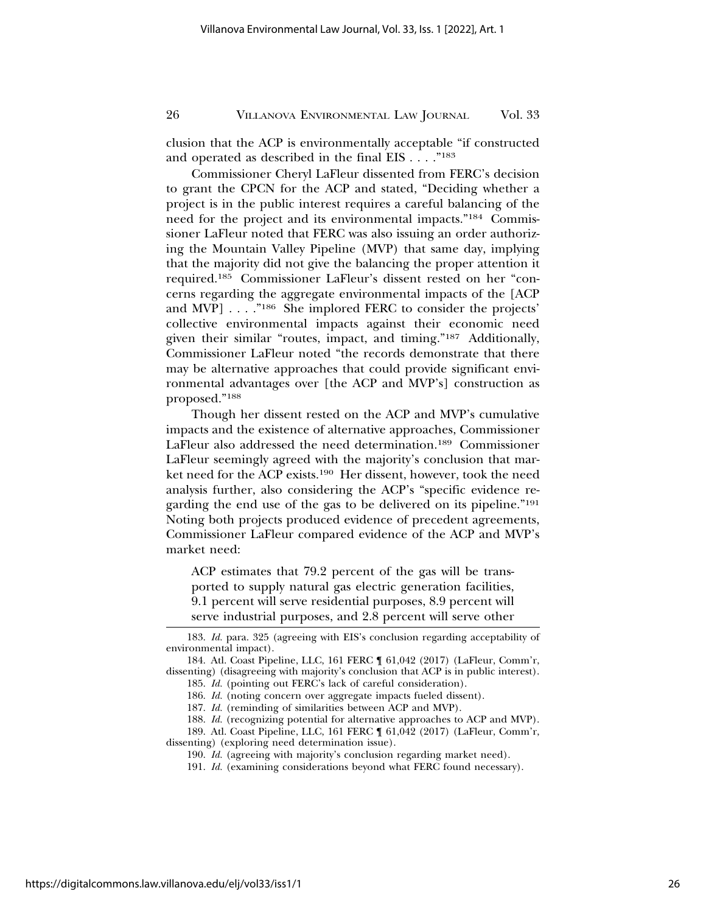clusion that the ACP is environmentally acceptable "if constructed and operated as described in the final EIS . . . ."[183]

Commissioner Cheryl LaFleur dissented from FERC's decision to grant the CPCN for the ACP and stated, "Deciding whether a project is in the public interest requires a careful balancing of the need for the project and its environmental impacts."[184] Commissioner LaFleur noted that FERC was also issuing an order authorizing the Mountain Valley Pipeline (MVP) that same day, implying that the majority did not give the balancing the proper attention it required.[185] Commissioner LaFleur's dissent rested on her "concerns regarding the aggregate environmental impacts of the [ACP and MVP] . . . ."[186] She implored FERC to consider the projects' collective environmental impacts against their economic need given their similar "routes, impact, and timing."[187] Additionally, Commissioner LaFleur noted "the records demonstrate that there may be alternative approaches that could provide significant environmental advantages over [the ACP and MVP's] construction as proposed."[188]

Though her dissent rested on the ACP and MVP's cumulative impacts and the existence of alternative approaches, Commissioner LaFleur also addressed the need determination.[189] Commissioner LaFleur seemingly agreed with the majority's conclusion that market need for the ACP exists.[190] Her dissent, however, took the need analysis further, also considering the ACP's "specific evidence regarding the end use of the gas to be delivered on its pipeline."[191] Noting both projects produced evidence of precedent agreements, Commissioner LaFleur compared evidence of the ACP and MVP's market need:

> ACP estimates that 79.2 percent of the gas will be transported to supply natural gas electric generation facilities, 9.1 percent will serve residential purposes, 8.9 percent will serve industrial purposes, and 2.8 percent will serve other

---

183. *Id.* para. 325 (agreeing with EIS's conclusion regarding acceptability of environmental impact).

184. Atl. Coast Pipeline, LLC, 161 FERC ¶ 61,042 (2017) (LaFleur, Comm'r, dissenting) (disagreeing with majority's conclusion that ACP is in public interest).

185. *Id.* (pointing out FERC's lack of careful consideration).

186. *Id.* (noting concern over aggregate impacts fueled dissent).

187. *Id.* (reminding of similarities between ACP and MVP).

188. *Id.* (recognizing potential for alternative approaches to ACP and MVP).

189. Atl. Coast Pipeline, LLC, 161 FERC ¶ 61,042 (2017) (LaFleur, Comm'r, dissenting) (exploring need determination issue).

190. *Id.* (agreeing with majority's conclusion regarding market need).

191. *Id.* (examining considerations beyond what FERC found necessary).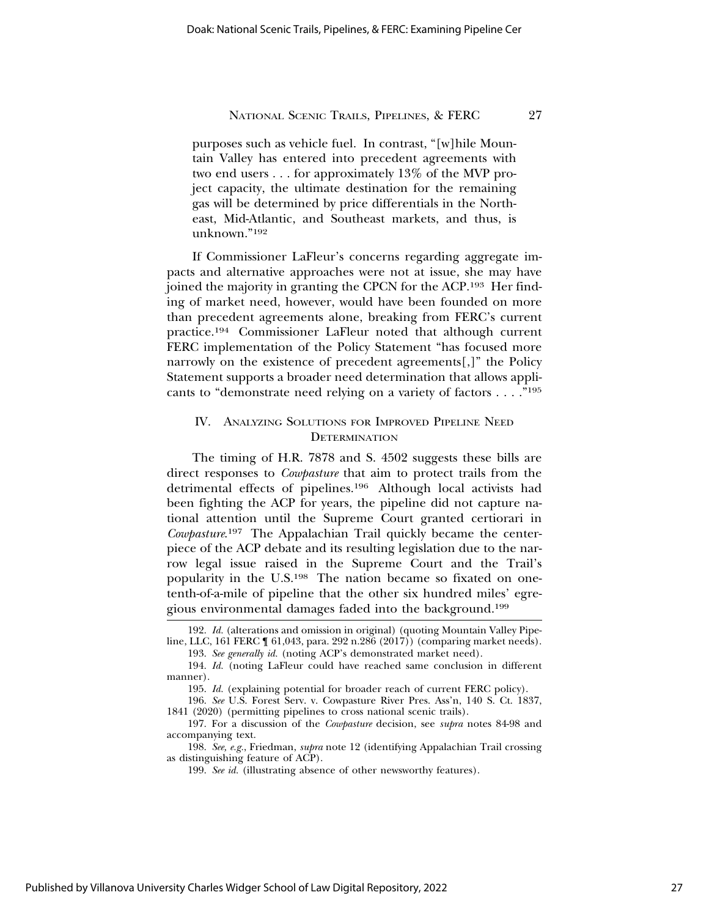purposes such as vehicle fuel. In contrast, "[w]hile Mountain Valley has entered into precedent agreements with two end users . . . for approximately 13% of the MVP project capacity, the ultimate destination for the remaining gas will be determined by price differentials in the Northeast, Mid-Atlantic, and Southeast markets, and thus, is unknown."[192]

If Commissioner LaFleur's concerns regarding aggregate impacts and alternative approaches were not at issue, she may have joined the majority in granting the CPCN for the ACP.[193] Her finding of market need, however, would have been founded on more than precedent agreements alone, breaking from FERC's current practice.[194] Commissioner LaFleur noted that although current FERC implementation of the Policy Statement "has focused more narrowly on the existence of precedent agreements[,]" the Policy Statement supports a broader need determination that allows applicants to "demonstrate need relying on a variety of factors . . . ."[195]

## IV. Analyzing Solutions for Improved Pipeline Need Determination

The timing of H.R. 7878 and S. 4502 suggests these bills are direct responses to *Cowpasture* that aim to protect trails from the detrimental effects of pipelines.[196] Although local activists had been fighting the ACP for years, the pipeline did not capture national attention until the Supreme Court granted certiorari in *Cowpasture*.[197] The Appalachian Trail quickly became the centerpiece of the ACP debate and its resulting legislation due to the narrow legal issue raised in the Supreme Court and the Trail's popularity in the U.S.[198] The nation became so fixated on one-tenth-of-a-mile of pipeline that the other six hundred miles' egregious environmental damages faded into the background.[199]

---

192. *Id.* (alterations and omission in original) (quoting Mountain Valley Pipeline, LLC, 161 FERC ¶ 61,043, para. 292 n.286 (2017)) (comparing market needs).

193. *See generally id.* (noting ACP's demonstrated market need).

194. *Id.* (noting LaFleur could have reached same conclusion in different manner).

195. *Id.* (explaining potential for broader reach of current FERC policy).

196. *See* U.S. Forest Serv. v. Cowpasture River Pres. Ass'n, 140 S. Ct. 1837, 1841 (2020) (permitting pipelines to cross national scenic trails).

197. For a discussion of the *Cowpasture* decision, see *supra* notes 84-98 and accompanying text.

198. *See, e.g.*, Friedman, *supra* note 12 (identifying Appalachian Trail crossing as distinguishing feature of ACP).

199. *See id.* (illustrating absence of other newsworthy features).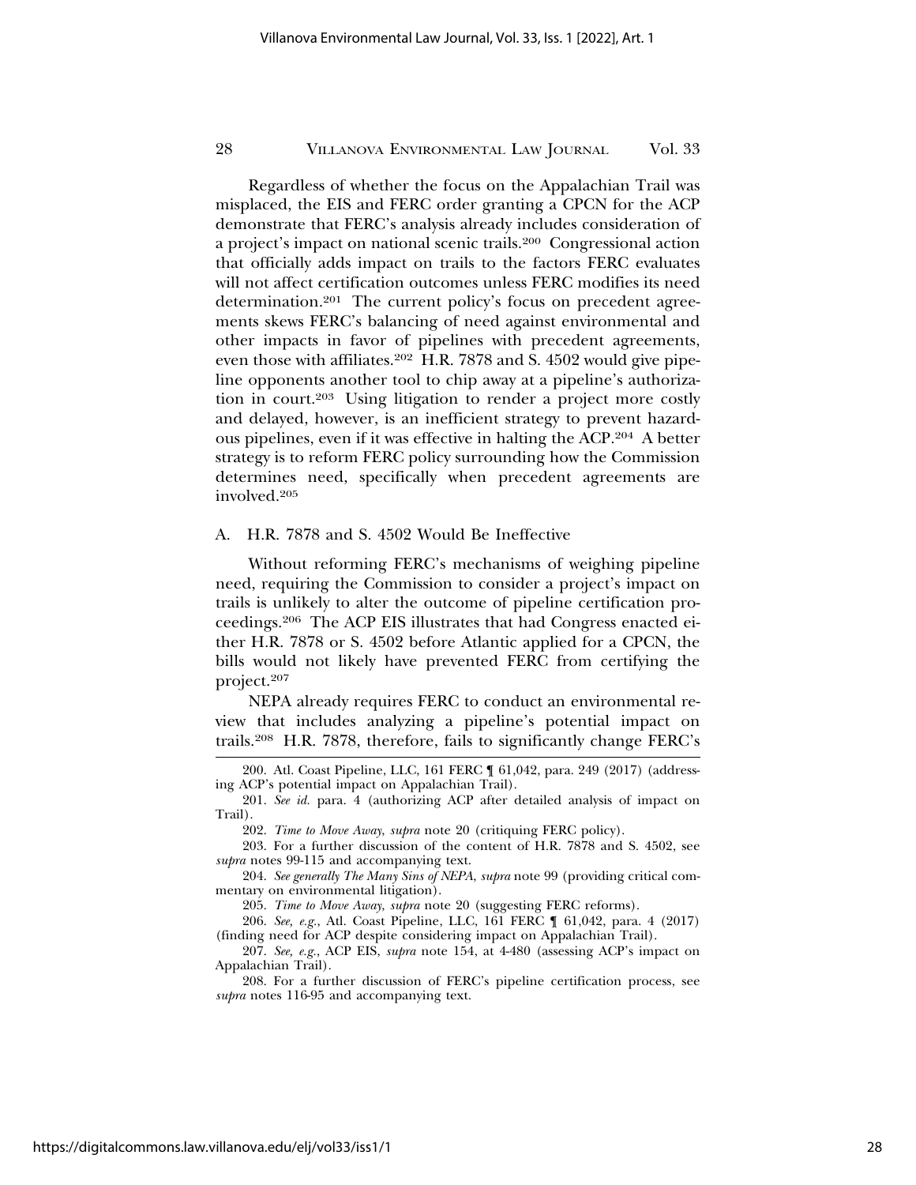Regardless of whether the focus on the Appalachian Trail was misplaced, the EIS and FERC order granting a CPCN for the ACP demonstrate that FERC's analysis already includes consideration of a project's impact on national scenic trails.[200] Congressional action that officially adds impact on trails to the factors FERC evaluates will not affect certification outcomes unless FERC modifies its need determination.[201] The current policy's focus on precedent agreements skews FERC's balancing of need against environmental and other impacts in favor of pipelines with precedent agreements, even those with affiliates.[202] H.R. 7878 and S. 4502 would give pipeline opponents another tool to chip away at a pipeline's authorization in court.[203] Using litigation to render a project more costly and delayed, however, is an inefficient strategy to prevent hazardous pipelines, even if it was effective in halting the ACP.[204] A better strategy is to reform FERC policy surrounding how the Commission determines need, specifically when precedent agreements are involved.[205]

### A. H.R. 7878 and S. 4502 Would Be Ineffective

Without reforming FERC's mechanisms of weighing pipeline need, requiring the Commission to consider a project's impact on trails is unlikely to alter the outcome of pipeline certification proceedings.[206] The ACP EIS illustrates that had Congress enacted either H.R. 7878 or S. 4502 before Atlantic applied for a CPCN, the bills would not likely have prevented FERC from certifying the project.[207]

NEPA already requires FERC to conduct an environmental review that includes analyzing a pipeline's potential impact on trails.[208] H.R. 7878, therefore, fails to significantly change FERC's

200. Atl. Coast Pipeline, LLC, 161 FERC ¶ 61,042, para. 249 (2017) (addressing ACP's potential impact on Appalachian Trail).

201. *See id.* para. 4 (authorizing ACP after detailed analysis of impact on Trail).

202. *Time to Move Away*, *supra* note 20 (critiquing FERC policy).

203. For a further discussion of the content of H.R. 7878 and S. 4502, see *supra* notes 99-115 and accompanying text.

204. *See generally The Many Sins of NEPA*, *supra* note 99 (providing critical commentary on environmental litigation).

205. *Time to Move Away*, *supra* note 20 (suggesting FERC reforms).

206. *See, e.g.*, Atl. Coast Pipeline, LLC, 161 FERC ¶ 61,042, para. 4 (2017) (finding need for ACP despite considering impact on Appalachian Trail).

207. *See, e.g.*, ACP EIS, *supra* note 154, at 4-480 (assessing ACP's impact on Appalachian Trail).

208. For a further discussion of FERC's pipeline certification process, see *supra* notes 116-95 and accompanying text.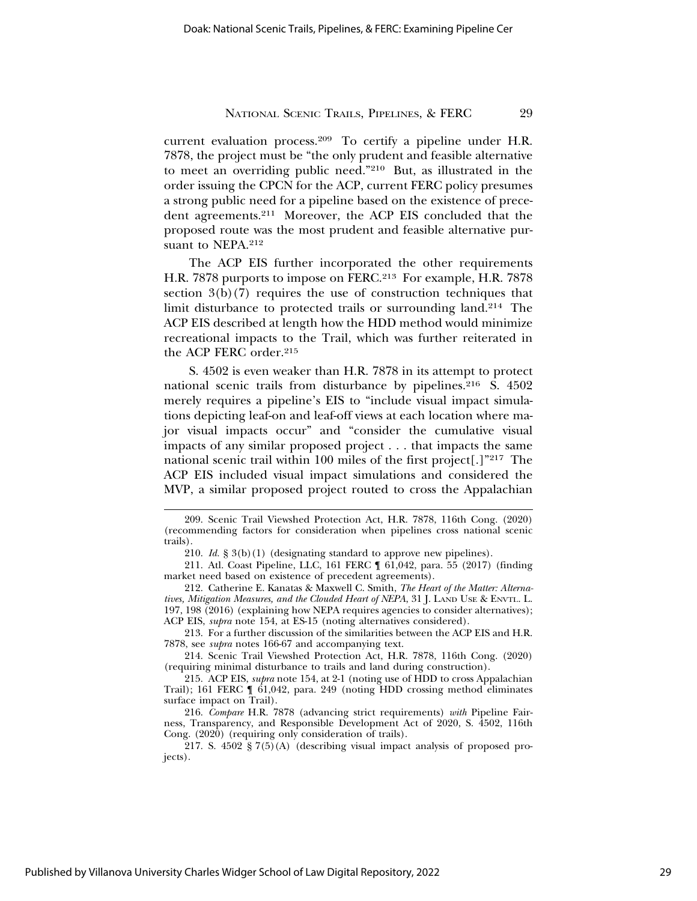current evaluation process.[209] To certify a pipeline under H.R. 7878, the project must be "the only prudent and feasible alternative to meet an overriding public need."[210] But, as illustrated in the order issuing the CPCN for the ACP, current FERC policy presumes a strong public need for a pipeline based on the existence of precedent agreements.[211] Moreover, the ACP EIS concluded that the proposed route was the most prudent and feasible alternative pursuant to NEPA.[212]

The ACP EIS further incorporated the other requirements H.R. 7878 purports to impose on FERC.[213] For example, H.R. 7878 section 3(b)(7) requires the use of construction techniques that limit disturbance to protected trails or surrounding land.[214] The ACP EIS described at length how the HDD method would minimize recreational impacts to the Trail, which was further reiterated in the ACP FERC order.[215]

S. 4502 is even weaker than H.R. 7878 in its attempt to protect national scenic trails from disturbance by pipelines.[216] S. 4502 merely requires a pipeline's EIS to "include visual impact simulations depicting leaf-on and leaf-off views at each location where major visual impacts occur" and "consider the cumulative visual impacts of any similar proposed project . . . that impacts the same national scenic trail within 100 miles of the first project[.]"[217] The ACP EIS included visual impact simulations and considered the MVP, a similar proposed project routed to cross the Appalachian

---

209. Scenic Trail Viewshed Protection Act, H.R. 7878, 116th Cong. (2020) (recommending factors for consideration when pipelines cross national scenic trails).

210. *Id.* § 3(b)(1) (designating standard to approve new pipelines).

211. Atl. Coast Pipeline, LLC, 161 FERC ¶ 61,042, para. 55 (2017) (finding market need based on existence of precedent agreements).

212. Catherine E. Kanatas & Maxwell C. Smith, *The Heart of the Matter: Alternatives, Mitigation Measures, and the Clouded Heart of NEPA*, 31 J. LAND USE & ENVTL. L. 197, 198 (2016) (explaining how NEPA requires agencies to consider alternatives); ACP EIS, *supra* note 154, at ES-15 (noting alternatives considered).

213. For a further discussion of the similarities between the ACP EIS and H.R. 7878, see *supra* notes 166-67 and accompanying text.

214. Scenic Trail Viewshed Protection Act, H.R. 7878, 116th Cong. (2020) (requiring minimal disturbance to trails and land during construction).

215. ACP EIS, *supra* note 154, at 2-1 (noting use of HDD to cross Appalachian Trail); 161 FERC ¶ 61,042, para. 249 (noting HDD crossing method eliminates surface impact on Trail).

216. *Compare* H.R. 7878 (advancing strict requirements) *with* Pipeline Fairness, Transparency, and Responsible Development Act of 2020, S. 4502, 116th Cong. (2020) (requiring only consideration of trails).

217. S. 4502 § 7(5)(A) (describing visual impact analysis of proposed projects).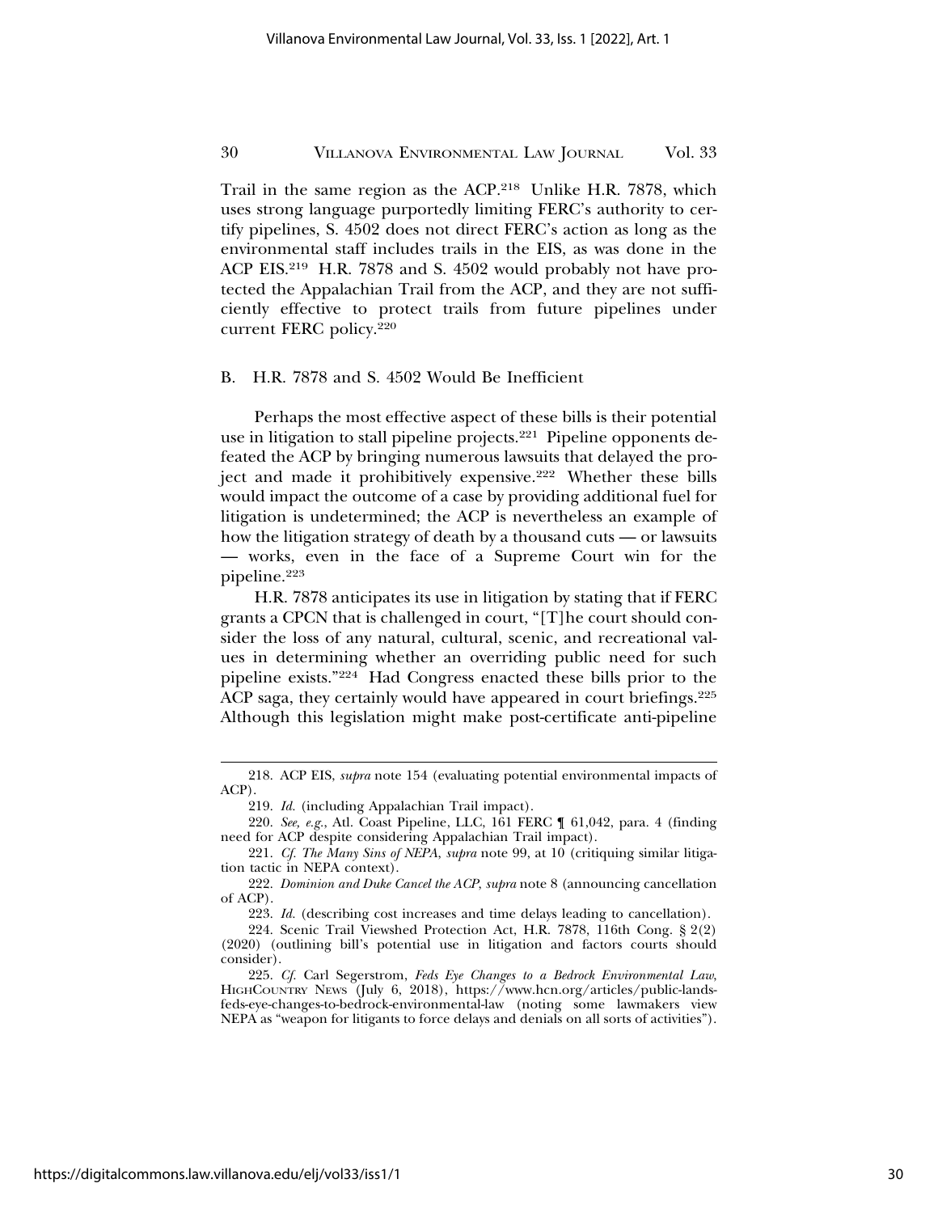Trail in the same region as the ACP.[218] Unlike H.R. 7878, which uses strong language purportedly limiting FERC's authority to certify pipelines, S. 4502 does not direct FERC's action as long as the environmental staff includes trails in the EIS, as was done in the ACP EIS.[219] H.R. 7878 and S. 4502 would probably not have protected the Appalachian Trail from the ACP, and they are not sufficiently effective to protect trails from future pipelines under current FERC policy.[220]

### B. H.R. 7878 and S. 4502 Would Be Inefficient

Perhaps the most effective aspect of these bills is their potential use in litigation to stall pipeline projects.[221] Pipeline opponents defeated the ACP by bringing numerous lawsuits that delayed the project and made it prohibitively expensive.[222] Whether these bills would impact the outcome of a case by providing additional fuel for litigation is undetermined; the ACP is nevertheless an example of how the litigation strategy of death by a thousand cuts — or lawsuits — works, even in the face of a Supreme Court win for the pipeline.[223]

H.R. 7878 anticipates its use in litigation by stating that if FERC grants a CPCN that is challenged in court, "[T]he court should consider the loss of any natural, cultural, scenic, and recreational values in determining whether an overriding public need for such pipeline exists."[224] Had Congress enacted these bills prior to the ACP saga, they certainly would have appeared in court briefings.[225] Although this legislation might make post-certificate anti-pipeline

---

218. ACP EIS, *supra* note 154 (evaluating potential environmental impacts of ACP).

219. *Id.* (including Appalachian Trail impact).

220. *See, e.g.*, Atl. Coast Pipeline, LLC, 161 FERC ¶ 61,042, para. 4 (finding need for ACP despite considering Appalachian Trail impact).

221. *Cf. The Many Sins of NEPA*, *supra* note 99, at 10 (critiquing similar litigation tactic in NEPA context).

222. *Dominion and Duke Cancel the ACP*, *supra* note 8 (announcing cancellation of ACP).

223. *Id.* (describing cost increases and time delays leading to cancellation).

224. Scenic Trail Viewshed Protection Act, H.R. 7878, 116th Cong. § 2(2) (2020) (outlining bill's potential use in litigation and factors courts should consider).

225. *Cf.* Carl Segerstrom, *Feds Eye Changes to a Bedrock Environmental Law*, HIGHCOUNTRY NEWS (July 6, 2018), https://www.hcn.org/articles/public-lands-feds-eye-changes-to-bedrock-environmental-law (noting some lawmakers view NEPA as "weapon for litigants to force delays and denials on all sorts of activities").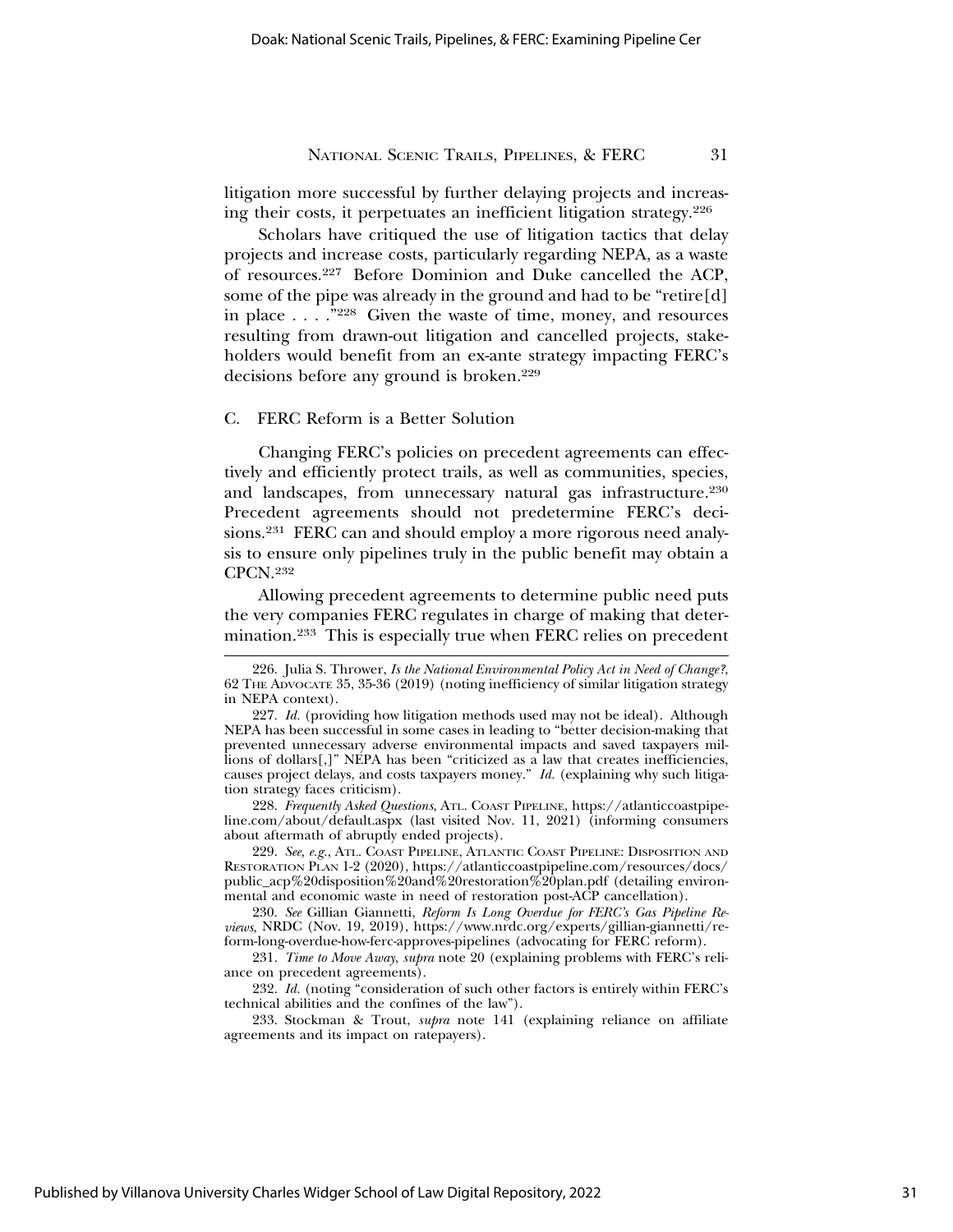litigation more successful by further delaying projects and increasing their costs, it perpetuates an inefficient litigation strategy.[226]

Scholars have critiqued the use of litigation tactics that delay projects and increase costs, particularly regarding NEPA, as a waste of resources.[227] Before Dominion and Duke cancelled the ACP, some of the pipe was already in the ground and had to be "retire[d] in place . . . ."[228] Given the waste of time, money, and resources resulting from drawn-out litigation and cancelled projects, stakeholders would benefit from an ex-ante strategy impacting FERC's decisions before any ground is broken.[229]

### C. FERC Reform is a Better Solution

Changing FERC's policies on precedent agreements can effectively and efficiently protect trails, as well as communities, species, and landscapes, from unnecessary natural gas infrastructure.[230] Precedent agreements should not predetermine FERC's decisions.[231] FERC can and should employ a more rigorous need analysis to ensure only pipelines truly in the public benefit may obtain a CPCN.[232]

Allowing precedent agreements to determine public need puts the very companies FERC regulates in charge of making that determination.[233] This is especially true when FERC relies on precedent

---

226. Julia S. Thrower, *Is the National Environmental Policy Act in Need of Change?*, 62 The Advocate 35, 35-36 (2019) (noting inefficiency of similar litigation strategy in NEPA context).

227. *Id.* (providing how litigation methods used may not be ideal). Although NEPA has been successful in some cases in leading to "better decision-making that prevented unnecessary adverse environmental impacts and saved taxpayers millions of dollars[,]" NEPA has been "criticized as a law that creates inefficiencies, causes project delays, and costs taxpayers money." *Id.* (explaining why such litigation strategy faces criticism).

228. *Frequently Asked Questions*, Atl. Coast Pipeline, https://atlanticcoastpipeline.com/about/default.aspx (last visited Nov. 11, 2021) (informing consumers about aftermath of abruptly ended projects).

229. *See, e.g.*, Atl. Coast Pipeline, Atlantic Coast Pipeline: Disposition and Restoration Plan 1-2 (2020), https://atlanticcoastpipeline.com/resources/docs/public_acp%20disposition%20and%20restoration%20plan.pdf (detailing environmental and economic waste in need of restoration post-ACP cancellation).

230. *See* Gillian Giannetti, *Reform Is Long Overdue for FERC's Gas Pipeline Reviews*, NRDC (Nov. 19, 2019), https://www.nrdc.org/experts/gillian-giannetti/reform-long-overdue-how-ferc-approves-pipelines (advocating for FERC reform).

231. *Time to Move Away*, *supra* note 20 (explaining problems with FERC's reliance on precedent agreements).

232. *Id.* (noting "consideration of such other factors is entirely within FERC's technical abilities and the confines of the law").

233. Stockman & Trout, *supra* note 141 (explaining reliance on affiliate agreements and its impact on ratepayers).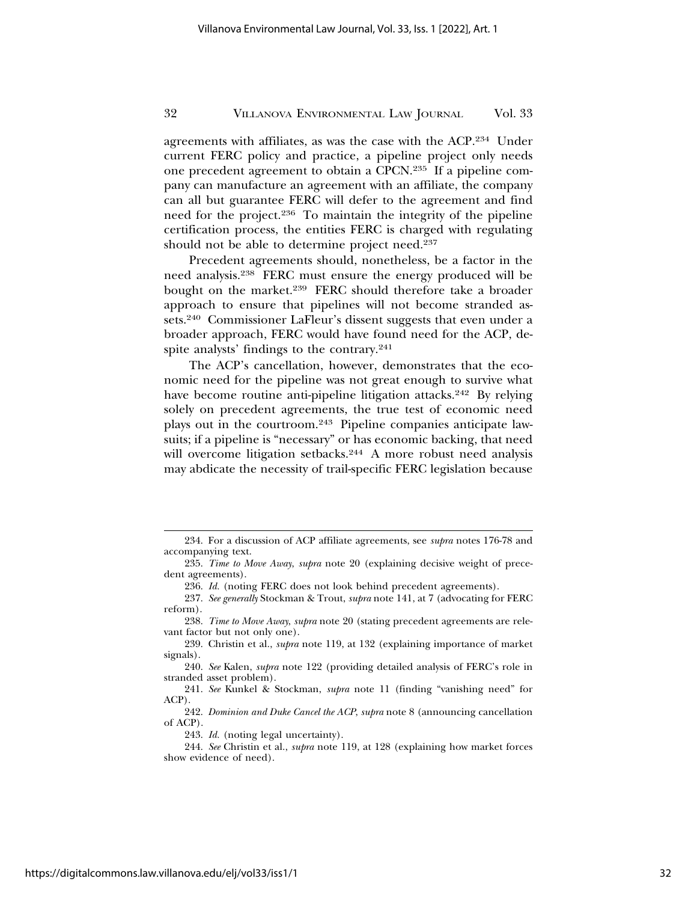agreements with affiliates, as was the case with the ACP.[234] Under current FERC policy and practice, a pipeline project only needs one precedent agreement to obtain a CPCN.[235] If a pipeline company can manufacture an agreement with an affiliate, the company can all but guarantee FERC will defer to the agreement and find need for the project.[236] To maintain the integrity of the pipeline certification process, the entities FERC is charged with regulating should not be able to determine project need.[237]

Precedent agreements should, nonetheless, be a factor in the need analysis.[238] FERC must ensure the energy produced will be bought on the market.[239] FERC should therefore take a broader approach to ensure that pipelines will not become stranded assets.[240] Commissioner LaFleur's dissent suggests that even under a broader approach, FERC would have found need for the ACP, despite analysts' findings to the contrary.[241]

The ACP's cancellation, however, demonstrates that the economic need for the pipeline was not great enough to survive what have become routine anti-pipeline litigation attacks.[242] By relying solely on precedent agreements, the true test of economic need plays out in the courtroom.[243] Pipeline companies anticipate lawsuits; if a pipeline is "necessary" or has economic backing, that need will overcome litigation setbacks.[244] A more robust need analysis may abdicate the necessity of trail-specific FERC legislation because

---

234. For a discussion of ACP affiliate agreements, see *supra* notes 176-78 and accompanying text.

235. *Time to Move Away*, *supra* note 20 (explaining decisive weight of precedent agreements).

236. *Id.* (noting FERC does not look behind precedent agreements).

237. *See generally* Stockman & Trout, *supra* note 141, at 7 (advocating for FERC reform).

238. *Time to Move Away*, *supra* note 20 (stating precedent agreements are relevant factor but not only one).

239. Christin et al., *supra* note 119, at 132 (explaining importance of market signals).

240. *See* Kalen, *supra* note 122 (providing detailed analysis of FERC's role in stranded asset problem).

241. *See* Kunkel & Stockman, *supra* note 11 (finding "vanishing need" for ACP).

242. *Dominion and Duke Cancel the ACP*, *supra* note 8 (announcing cancellation of ACP).

243. *Id.* (noting legal uncertainty).

244. *See* Christin et al., *supra* note 119, at 128 (explaining how market forces show evidence of need).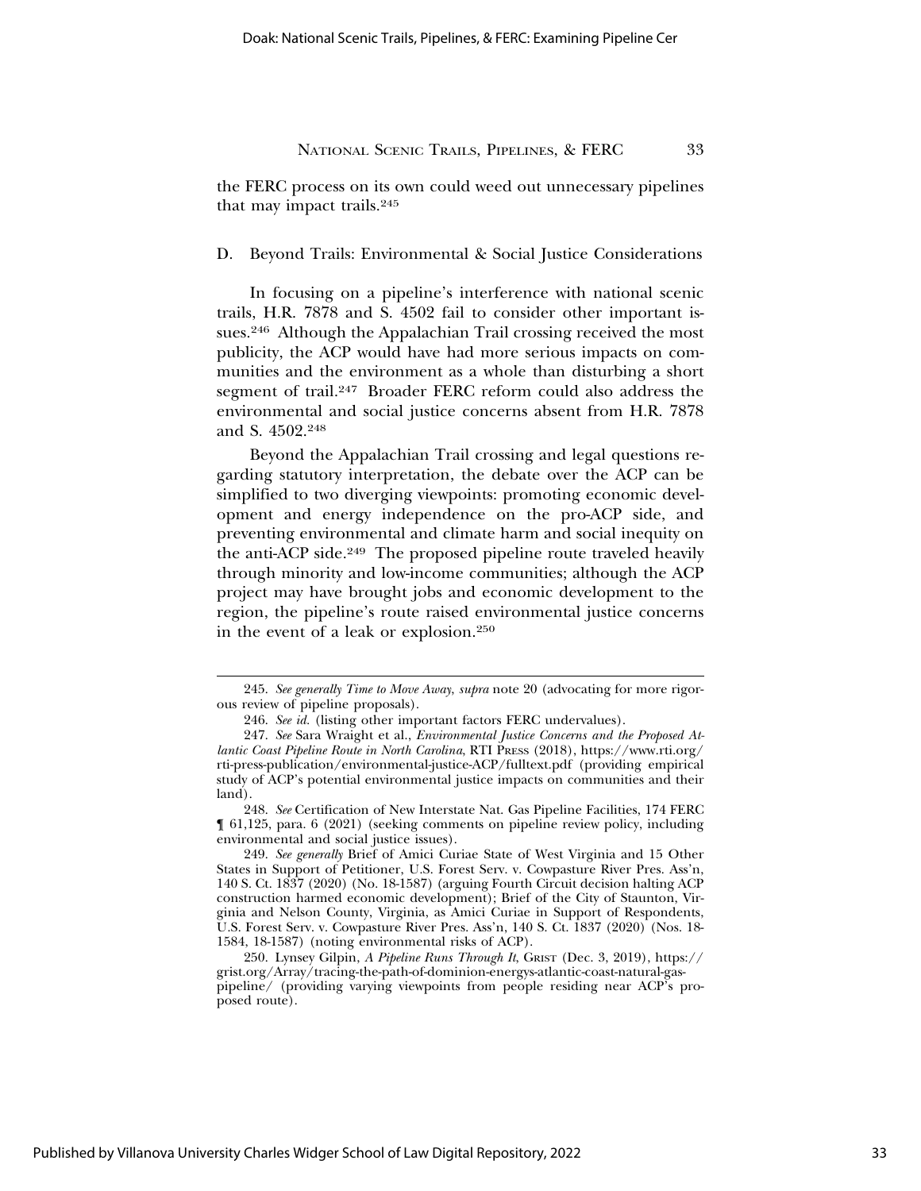the FERC process on its own could weed out unnecessary pipelines that may impact trails.[245]

### D. Beyond Trails: Environmental & Social Justice Considerations

In focusing on a pipeline's interference with national scenic trails, H.R. 7878 and S. 4502 fail to consider other important issues.[246] Although the Appalachian Trail crossing received the most publicity, the ACP would have had more serious impacts on communities and the environment as a whole than disturbing a short segment of trail.[247] Broader FERC reform could also address the environmental and social justice concerns absent from H.R. 7878 and S. 4502.[248]

Beyond the Appalachian Trail crossing and legal questions regarding statutory interpretation, the debate over the ACP can be simplified to two diverging viewpoints: promoting economic development and energy independence on the pro-ACP side, and preventing environmental and climate harm and social inequity on the anti-ACP side.[249] The proposed pipeline route traveled heavily through minority and low-income communities; although the ACP project may have brought jobs and economic development to the region, the pipeline's route raised environmental justice concerns in the event of a leak or explosion.[250]

---

245. *See generally Time to Move Away*, *supra* note 20 (advocating for more rigorous review of pipeline proposals).

246. *See id.* (listing other important factors FERC undervalues).

247. *See* Sara Wraight et al., *Environmental Justice Concerns and the Proposed Atlantic Coast Pipeline Route in North Carolina*, RTI PRESS (2018), https://www.rti.org/rti-press-publication/environmental-justice-ACP/fulltext.pdf (providing empirical study of ACP's potential environmental justice impacts on communities and their land).

248. *See* Certification of New Interstate Nat. Gas Pipeline Facilities, 174 FERC ¶ 61,125, para. 6 (2021) (seeking comments on pipeline review policy, including environmental and social justice issues).

249. *See generally* Brief of Amici Curiae State of West Virginia and 15 Other States in Support of Petitioner, U.S. Forest Serv. v. Cowpasture River Pres. Ass'n, 140 S. Ct. 1837 (2020) (No. 18-1587) (arguing Fourth Circuit decision halting ACP construction harmed economic development); Brief of the City of Staunton, Virginia and Nelson County, Virginia, as Amici Curiae in Support of Respondents, U.S. Forest Serv. v. Cowpasture River Pres. Ass'n, 140 S. Ct. 1837 (2020) (Nos. 18-1584, 18-1587) (noting environmental risks of ACP).

250. Lynsey Gilpin, *A Pipeline Runs Through It*, GRIST (Dec. 3, 2019), https://grist.org/Array/tracing-the-path-of-dominion-energys-atlantic-coast-natural-gas-pipeline/ (providing varying viewpoints from people residing near ACP's proposed route).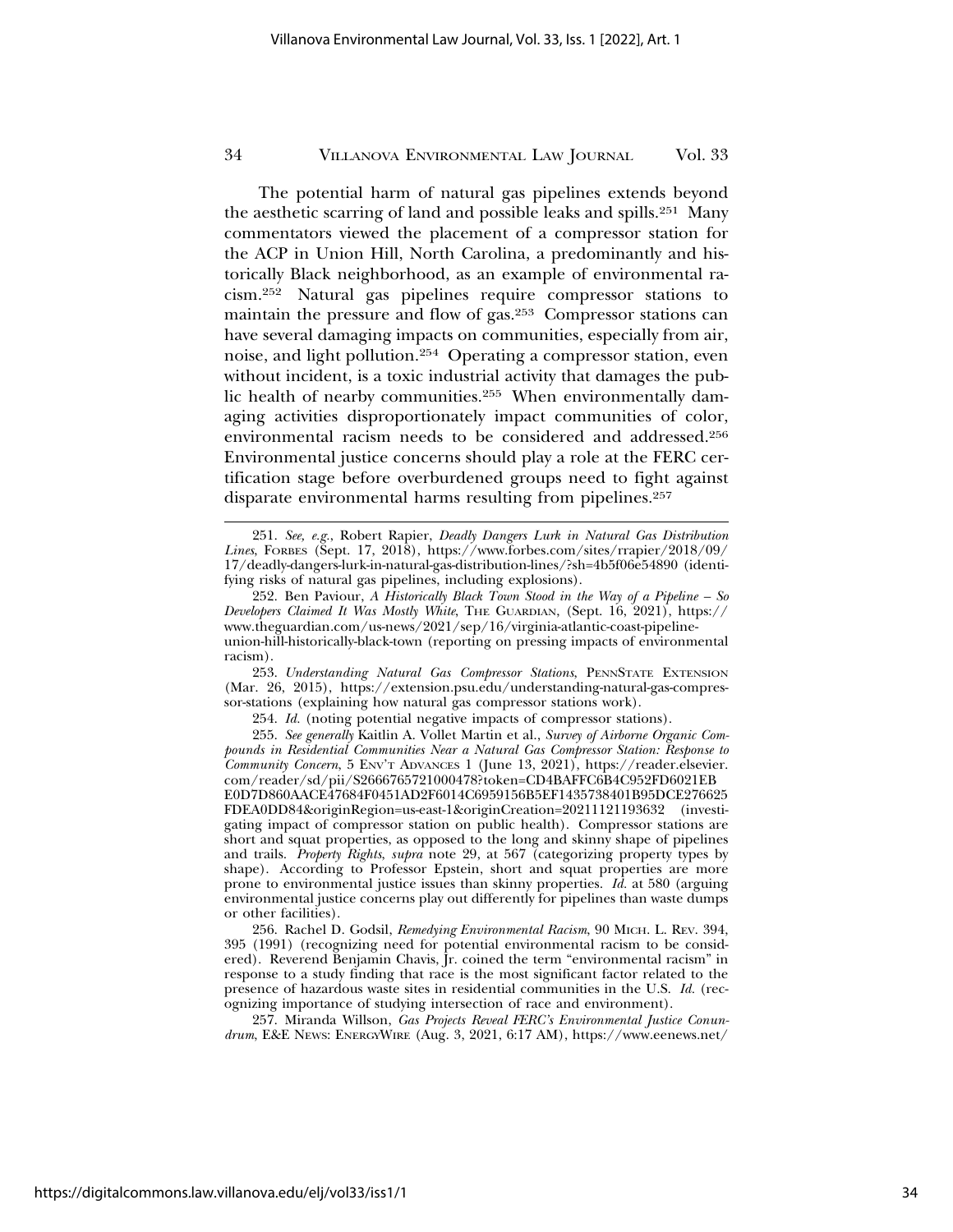The potential harm of natural gas pipelines extends beyond the aesthetic scarring of land and possible leaks and spills.[251] Many commentators viewed the placement of a compressor station for the ACP in Union Hill, North Carolina, a predominantly and historically Black neighborhood, as an example of environmental racism.[252] Natural gas pipelines require compressor stations to maintain the pressure and flow of gas.[253] Compressor stations can have several damaging impacts on communities, especially from air, noise, and light pollution.[254] Operating a compressor station, even without incident, is a toxic industrial activity that damages the public health of nearby communities.[255] When environmentally damaging activities disproportionately impact communities of color, environmental racism needs to be considered and addressed.[256] Environmental justice concerns should play a role at the FERC certification stage before overburdened groups need to fight against disparate environmental harms resulting from pipelines.[257]

---

251. *See, e.g.*, Robert Rapier, *Deadly Dangers Lurk in Natural Gas Distribution Lines*, FORBES (Sept. 17, 2018), https://www.forbes.com/sites/rrapier/2018/09/17/deadly-dangers-lurk-in-natural-gas-distribution-lines/?sh=4b5f06e54890 (identifying risks of natural gas pipelines, including explosions).

252. Ben Paviour, *A Historically Black Town Stood in the Way of a Pipeline – So Developers Claimed It Was Mostly White*, THE GUARDIAN, (Sept. 16, 2021), https://www.theguardian.com/us-news/2021/sep/16/virginia-atlantic-coast-pipeline-union-hill-historically-black-town (reporting on pressing impacts of environmental racism).

253. *Understanding Natural Gas Compressor Stations*, PENNSTATE EXTENSION (Mar. 26, 2015), https://extension.psu.edu/understanding-natural-gas-compressor-stations (explaining how natural gas compressor stations work).

254. *Id.* (noting potential negative impacts of compressor stations).

255. *See generally* Kaitlin A. Vollet Martin et al., *Survey of Airborne Organic Compounds in Residential Communities Near a Natural Gas Compressor Station: Response to Community Concern*, 5 ENV'T ADVANCES 1 (June 13, 2021), https://reader.elsevier.com/reader/sd/pii/S2666765721000478?token=CD4BAFFC6B4C952FD6021EBE0D7D860AACE47684F0451AD2F6014C6959156B5EF1435738401B95DCE276625FDEA0DD84&originRegion=us-east-1&originCreation=20211121193632 (investigating impact of compressor station on public health). Compressor stations are short and squat properties, as opposed to the long and skinny shape of pipelines and trails. *Property Rights*, *supra* note 29, at 567 (categorizing property types by shape). According to Professor Epstein, short and squat properties are more prone to environmental justice issues than skinny properties. *Id.* at 580 (arguing environmental justice concerns play out differently for pipelines than waste dumps or other facilities).

256. Rachel D. Godsil, *Remedying Environmental Racism*, 90 MICH. L. REV. 394, 395 (1991) (recognizing need for potential environmental racism to be considered). Reverend Benjamin Chavis, Jr. coined the term "environmental racism" in response to a study finding that race is the most significant factor related to the presence of hazardous waste sites in residential communities in the U.S. *Id.* (recognizing importance of studying intersection of race and environment).

257. Miranda Willson, *Gas Projects Reveal FERC's Environmental Justice Conundrum*, E&E NEWS: ENERGYWIRE (Aug. 3, 2021, 6:17 AM), https://www.eenews.net/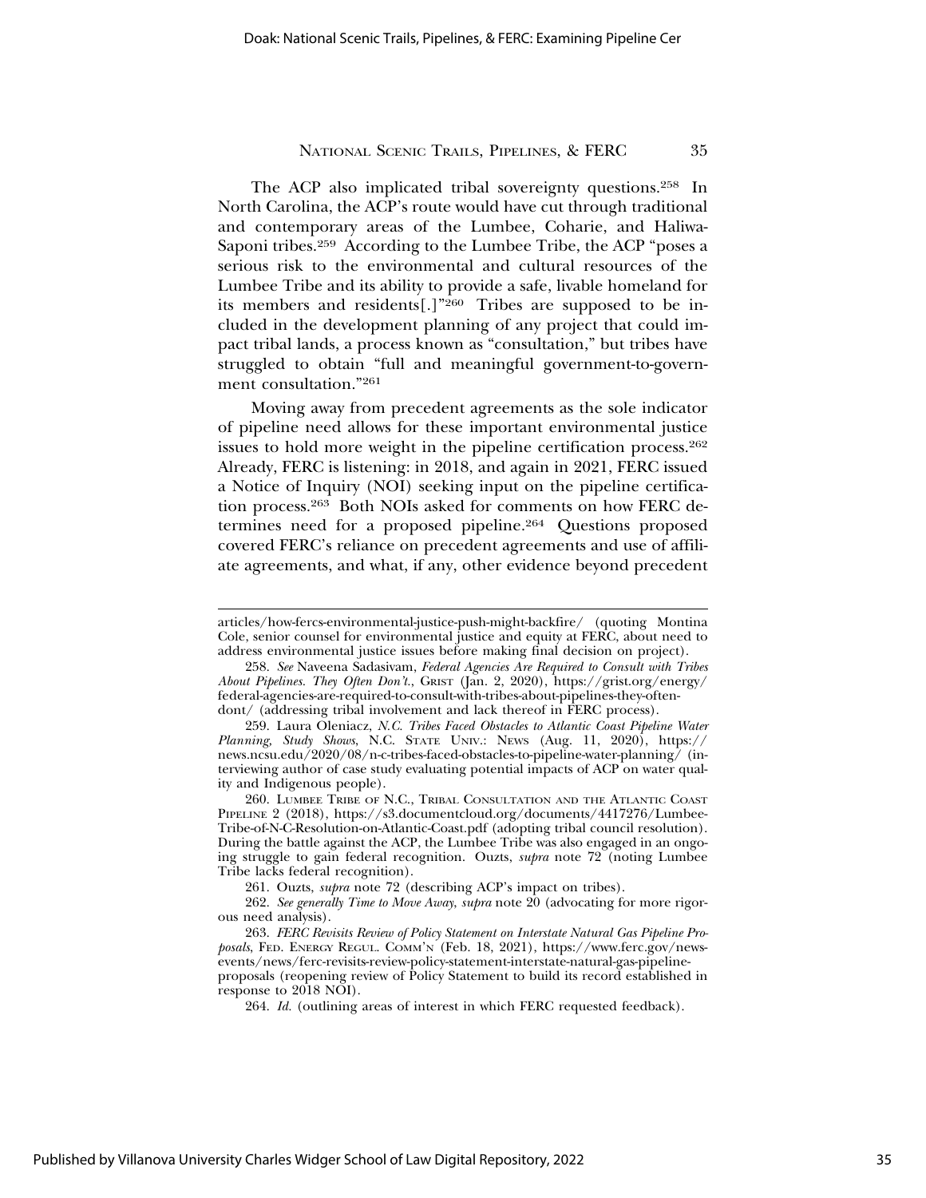The ACP also implicated tribal sovereignty questions.[258] In North Carolina, the ACP's route would have cut through traditional and contemporary areas of the Lumbee, Coharie, and Haliwa-Saponi tribes.[259] According to the Lumbee Tribe, the ACP "poses a serious risk to the environmental and cultural resources of the Lumbee Tribe and its ability to provide a safe, livable homeland for its members and residents[.]"[260] Tribes are supposed to be included in the development planning of any project that could impact tribal lands, a process known as "consultation," but tribes have struggled to obtain "full and meaningful government-to-government consultation."[261]

Moving away from precedent agreements as the sole indicator of pipeline need allows for these important environmental justice issues to hold more weight in the pipeline certification process.[262] Already, FERC is listening: in 2018, and again in 2021, FERC issued a Notice of Inquiry (NOI) seeking input on the pipeline certification process.[263] Both NOIs asked for comments on how FERC determines need for a proposed pipeline.[264] Questions proposed covered FERC's reliance on precedent agreements and use of affiliate agreements, and what, if any, other evidence beyond precedent

---

articles/how-fercs-environmental-justice-push-might-backfire/ (quoting Montina Cole, senior counsel for environmental justice and equity at FERC, about need to address environmental justice issues before making final decision on project).

258. *See* Naveena Sadasivam, *Federal Agencies Are Required to Consult with Tribes About Pipelines. They Often Don't.*, Grist (Jan. 2, 2020), https://grist.org/energy/federal-agencies-are-required-to-consult-with-tribes-about-pipelines-they-often-dont/ (addressing tribal involvement and lack thereof in FERC process).

259. Laura Oleniacz, *N.C. Tribes Faced Obstacles to Atlantic Coast Pipeline Water Planning, Study Shows*, N.C. State Univ.: News (Aug. 11, 2020), https://news.ncsu.edu/2020/08/n-c-tribes-faced-obstacles-to-pipeline-water-planning/ (interviewing author of case study evaluating potential impacts of ACP on water quality and Indigenous people).

260. Lumbee Tribe of N.C., Tribal Consultation and the Atlantic Coast Pipeline 2 (2018), https://s3.documentcloud.org/documents/4417276/Lumbee-Tribe-of-N-C-Resolution-on-Atlantic-Coast.pdf (adopting tribal council resolution). During the battle against the ACP, the Lumbee Tribe was also engaged in an ongoing struggle to gain federal recognition. Ouzts, *supra* note 72 (noting Lumbee Tribe lacks federal recognition).

261. Ouzts, *supra* note 72 (describing ACP's impact on tribes).

262. *See generally Time to Move Away*, *supra* note 20 (advocating for more rigorous need analysis).

263. *FERC Revisits Review of Policy Statement on Interstate Natural Gas Pipeline Proposals*, Fed. Energy Regul. Comm'n (Feb. 18, 2021), https://www.ferc.gov/news-events/news/ferc-revisits-review-policy-statement-interstate-natural-gas-pipeline-proposals (reopening review of Policy Statement to build its record established in response to 2018 NOI).

264. *Id.* (outlining areas of interest in which FERC requested feedback).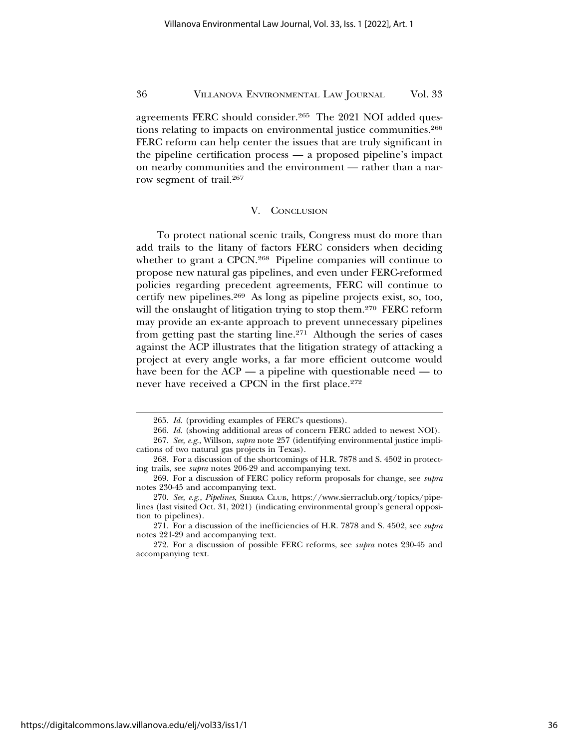agreements FERC should consider.[265] The 2021 NOI added questions relating to impacts on environmental justice communities.[266] FERC reform can help center the issues that are truly significant in the pipeline certification process — a proposed pipeline's impact on nearby communities and the environment — rather than a narrow segment of trail.[267]

## V. Conclusion

To protect national scenic trails, Congress must do more than add trails to the litany of factors FERC considers when deciding whether to grant a CPCN.[268] Pipeline companies will continue to propose new natural gas pipelines, and even under FERC-reformed policies regarding precedent agreements, FERC will continue to certify new pipelines.[269] As long as pipeline projects exist, so, too, will the onslaught of litigation trying to stop them.[270] FERC reform may provide an ex-ante approach to prevent unnecessary pipelines from getting past the starting line.[271] Although the series of cases against the ACP illustrates that the litigation strategy of attacking a project at every angle works, a far more efficient outcome would have been for the ACP — a pipeline with questionable need — to never have received a CPCN in the first place.[272]

---

265. *Id.* (providing examples of FERC's questions).

266. *Id.* (showing additional areas of concern FERC added to newest NOI).

267. *See, e.g.*, Willson, *supra* note 257 (identifying environmental justice implications of two natural gas projects in Texas).

268. For a discussion of the shortcomings of H.R. 7878 and S. 4502 in protecting trails, see *supra* notes 206-29 and accompanying text.

269. For a discussion of FERC policy reform proposals for change, see *supra* notes 230-45 and accompanying text.

270. *See, e.g.*, *Pipelines*, Sierra Club, https://www.sierraclub.org/topics/pipelines (last visited Oct. 31, 2021) (indicating environmental group's general opposition to pipelines).

271. For a discussion of the inefficiencies of H.R. 7878 and S. 4502, see *supra* notes 221-29 and accompanying text.

272. For a discussion of possible FERC reforms, see *supra* notes 230-45 and accompanying text.